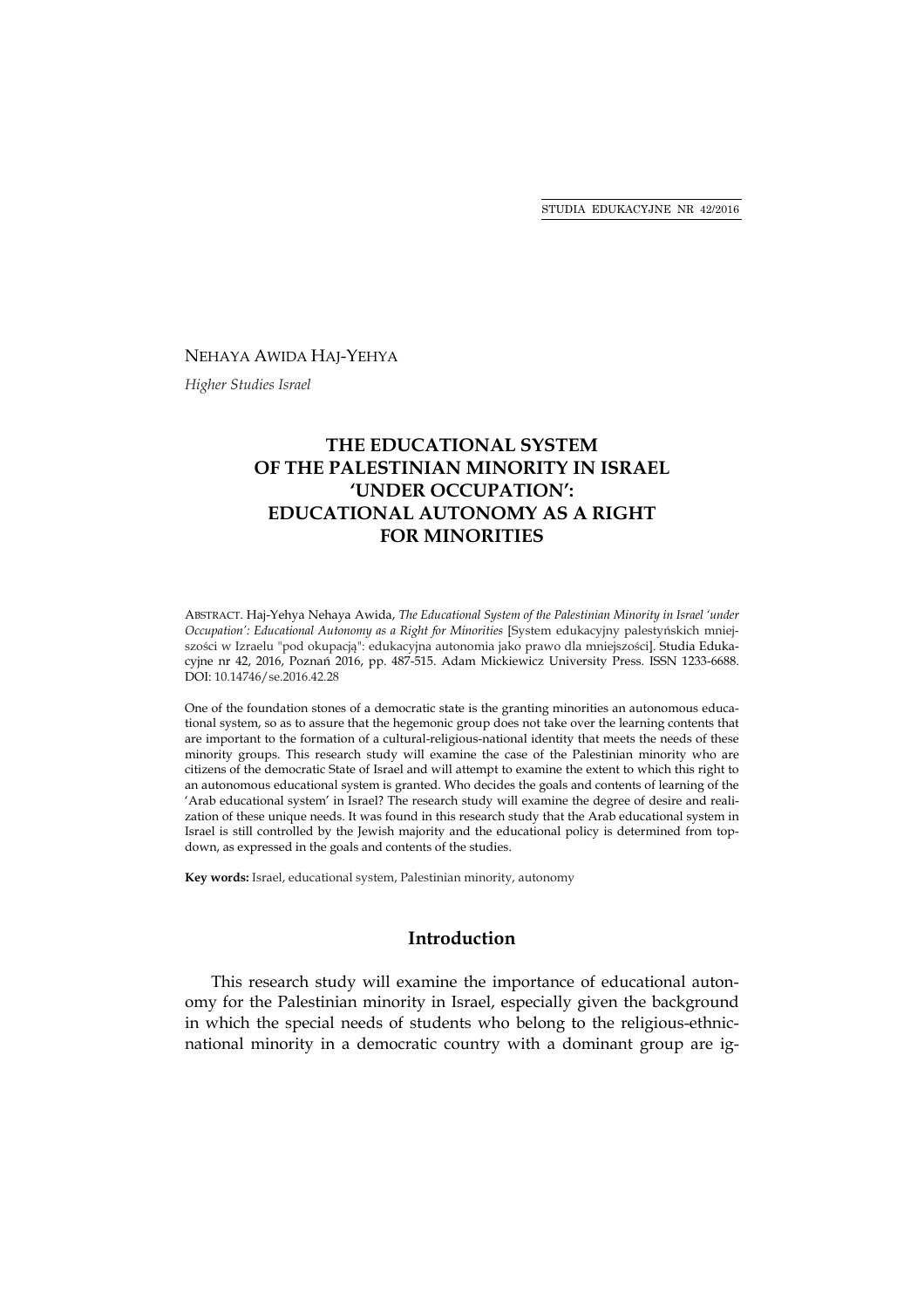NEHAYA AWIDA HAJ-YEHYA

*Higher Studies Israel*

# THE EDUCATIONAL SYSTEM OF THE PALESTINIAN MINORITY IN ISRAEL 'UNDER OCCUPATION': EDUCATIONAL AUTONOMY AS A RIGHT FOR MINORITIES

ABSTRACT. Haj-Yehya Nehaya Awida, *The Educational System of the Palestinian Minority in Israel 'under Occupation': Educational Autonomy as a Right for Minorities* [System edukacyjny palestyńskich mniejszości w Izraelu "pod okupacją": edukacyjna autonomia jako prawo dla mniejszości]. Studia Edukacyjne nr 42, 2016, Poznań 2016, pp. 487-515. Adam Mickiewicz University Press. ISSN 1233-6688. DOI: 10.14746/se.2016.42.28

One of the foundation stones of a democratic state is the granting minorities an autonomous educational system, so as to assure that the hegemonic group does not take over the learning contents that are important to the formation of a cultural-religious-national identity that meets the needs of these minority groups. This research study will examine the case of the Palestinian minority who are citizens of the democratic State of Israel and will attempt to examine the extent to which this right to an autonomous educational system is granted. Who decides the goals and contents of learning of the 'Arab educational system' in Israel? The research study will examine the degree of desire and realization of these unique needs. It was found in this research study that the Arab educational system in Israel is still controlled by the Jewish majority and the educational policy is determined from top-down, as expressed in the goals and contents of the studies.

**Key words:** Israel, educational system, Palestinian minority, autonomy

## Introduction

This research study will examine the importance of educational autonomy for the Palestinian minority in Israel, especially given the background in which the special needs of students who belong to the religious-ethnic-national minority in a democratic country with a dominant group are ig-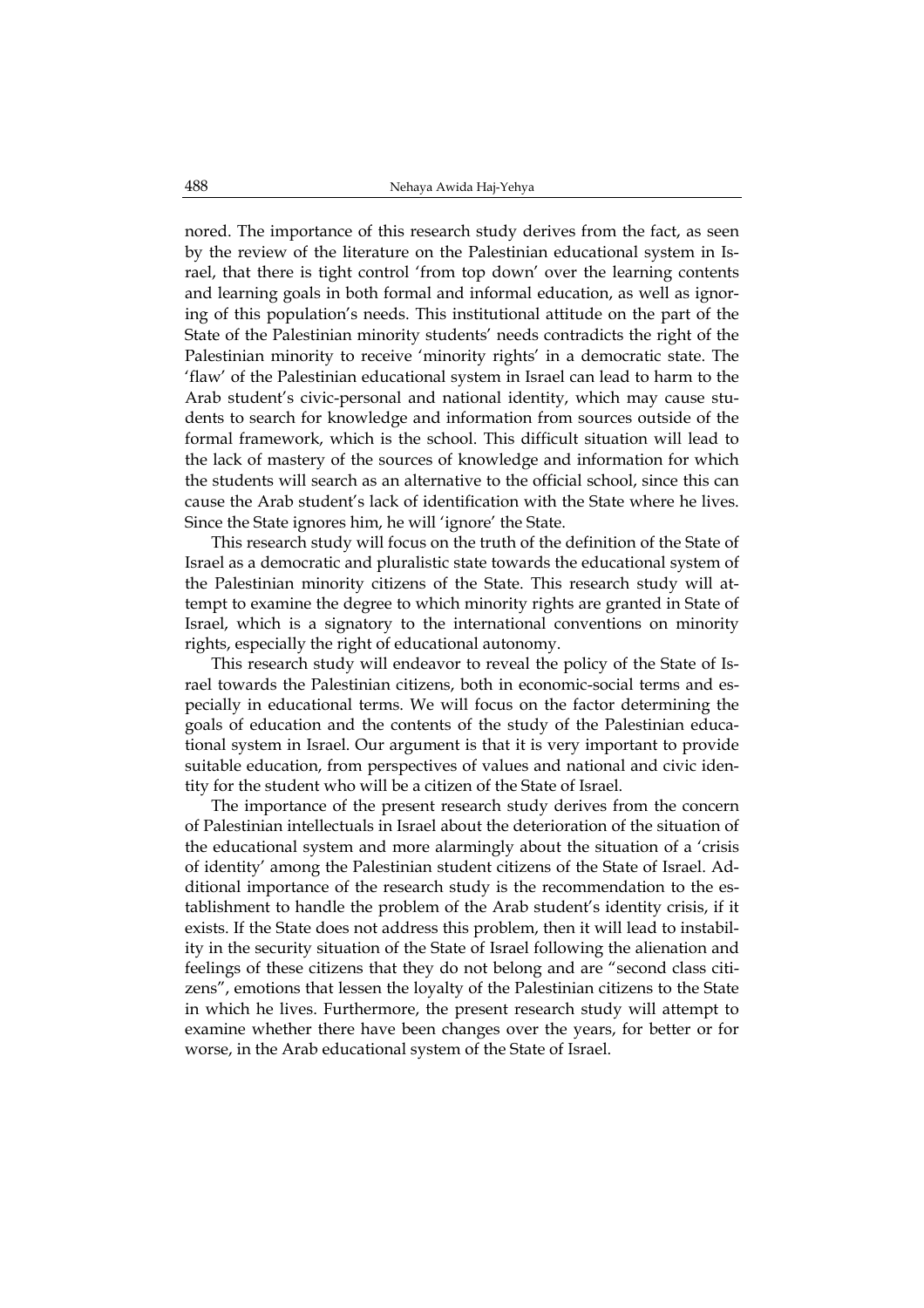nored. The importance of this research study derives from the fact, as seen by the review of the literature on the Palestinian educational system in Israel, that there is tight control 'from top down' over the learning contents and learning goals in both formal and informal education, as well as ignoring of this population's needs. This institutional attitude on the part of the State of the Palestinian minority students' needs contradicts the right of the Palestinian minority to receive 'minority rights' in a democratic state. The 'flaw' of the Palestinian educational system in Israel can lead to harm to the Arab student's civic-personal and national identity, which may cause students to search for knowledge and information from sources outside of the formal framework, which is the school. This difficult situation will lead to the lack of mastery of the sources of knowledge and information for which the students will search as an alternative to the official school, since this can cause the Arab student's lack of identification with the State where he lives. Since the State ignores him, he will 'ignore' the State.

This research study will focus on the truth of the definition of the State of Israel as a democratic and pluralistic state towards the educational system of the Palestinian minority citizens of the State. This research study will attempt to examine the degree to which minority rights are granted in State of Israel, which is a signatory to the international conventions on minority rights, especially the right of educational autonomy.

This research study will endeavor to reveal the policy of the State of Israel towards the Palestinian citizens, both in economic-social terms and especially in educational terms. We will focus on the factor determining the goals of education and the contents of the study of the Palestinian educational system in Israel. Our argument is that it is very important to provide suitable education, from perspectives of values and national and civic identity for the student who will be a citizen of the State of Israel.

The importance of the present research study derives from the concern of Palestinian intellectuals in Israel about the deterioration of the situation of the educational system and more alarmingly about the situation of a 'crisis of identity' among the Palestinian student citizens of the State of Israel. Additional importance of the research study is the recommendation to the establishment to handle the problem of the Arab student's identity crisis, if it exists. If the State does not address this problem, then it will lead to instability in the security situation of the State of Israel following the alienation and feelings of these citizens that they do not belong and are "second class citizens", emotions that lessen the loyalty of the Palestinian citizens to the State in which he lives. Furthermore, the present research study will attempt to examine whether there have been changes over the years, for better or for worse, in the Arab educational system of the State of Israel.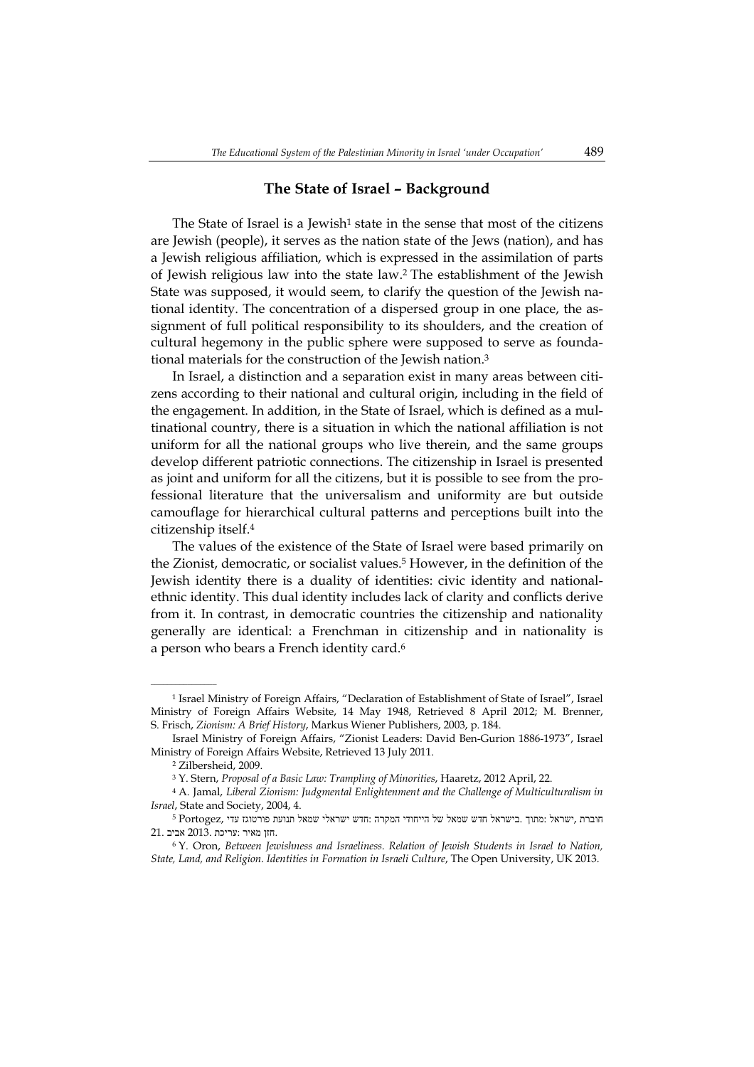## The State of Israel – Background

The State of Israel is a Jewish[1] state in the sense that most of the citizens are Jewish (people), it serves as the nation state of the Jews (nation), and has a Jewish religious affiliation, which is expressed in the assimilation of parts of Jewish religious law into the state law.[2] The establishment of the Jewish State was supposed, it would seem, to clarify the question of the Jewish national identity. The concentration of a dispersed group in one place, the assignment of full political responsibility to its shoulders, and the creation of cultural hegemony in the public sphere were supposed to serve as foundational materials for the construction of the Jewish nation.[3]

In Israel, a distinction and a separation exist in many areas between citizens according to their national and cultural origin, including in the field of the engagement. In addition, in the State of Israel, which is defined as a multinational country, there is a situation in which the national affiliation is not uniform for all the national groups who live therein, and the same groups develop different patriotic connections. The citizenship in Israel is presented as joint and uniform for all the citizens, but it is possible to see from the professional literature that the universalism and uniformity are but outside camouflage for hierarchical cultural patterns and perceptions built into the citizenship itself.[4]

The values of the existence of the State of Israel were based primarily on the Zionist, democratic, or socialist values.[5] However, in the definition of the Jewish identity there is a duality of identities: civic identity and national-ethnic identity. This dual identity includes lack of clarity and conflicts derive from it. In contrast, in democratic countries the citizenship and nationality generally are identical: a Frenchman in citizenship and in nationality is a person who bears a French identity card.[6]

---

[1] Israel Ministry of Foreign Affairs, "Declaration of Establishment of State of Israel", Israel Ministry of Foreign Affairs Website, 14 May 1948, Retrieved 8 April 2012; M. Brenner, S. Frisch, *Zionism: A Brief History*, Markus Wiener Publishers, 2003, p. 184.

Israel Ministry of Foreign Affairs, "Zionist Leaders: David Ben-Gurion 1886-1973", Israel Ministry of Foreign Affairs Website, Retrieved 13 July 2011.

[2] Zilbersheid, 2009.

[3] Y. Stern, *Proposal of a Basic Law: Trampling of Minorities*, Haaretz, 2012 April, 22.

[4] A. Jamal, *Liberal Zionism: Judgmental Enlightenment and the Challenge of Multiculturalism in Israel*, State and Society, 2004, 4.

[5] Portogez, עדי פורטוגז תנועת שמאל ישראלי חדש: המקרה הייחודי של שמאל חדש בישראל. מתוך: ישראל, חוברת 21. אביב 2013. עריכת: מאיר חזן.

[6] Y. Oron, *Between Jewishness and Israeliness. Relation of Jewish Students in Israel to Nation, State, Land, and Religion. Identities in Formation in Israeli Culture*, The Open University, UK 2013.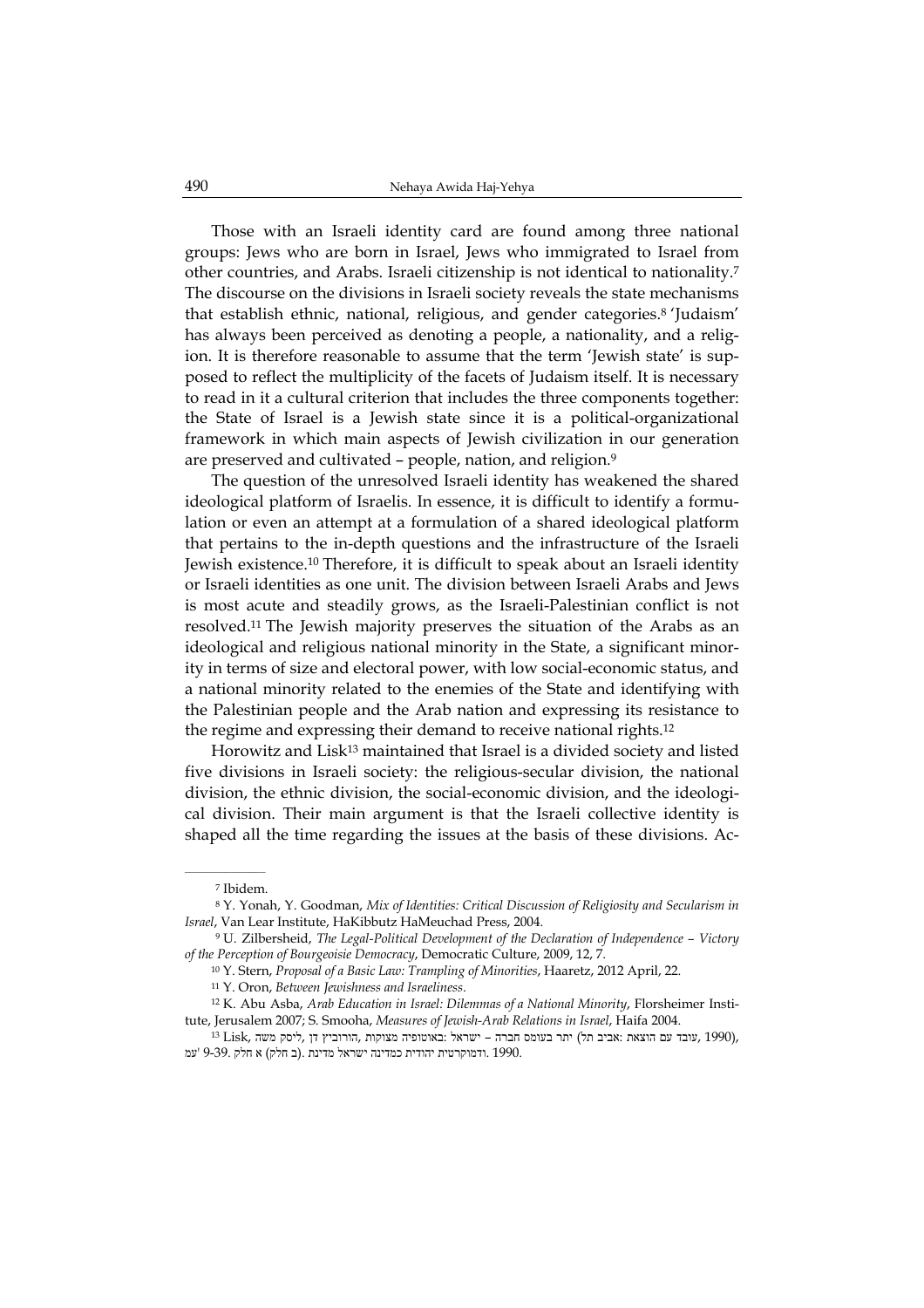Those with an Israeli identity card are found among three national groups: Jews who are born in Israel, Jews who immigrated to Israel from other countries, and Arabs. Israeli citizenship is not identical to nationality.[7] The discourse on the divisions in Israeli society reveals the state mechanisms that establish ethnic, national, religious, and gender categories.[8] 'Judaism' has always been perceived as denoting a people, a nationality, and a religion. It is therefore reasonable to assume that the term 'Jewish state' is supposed to reflect the multiplicity of the facets of Judaism itself. It is necessary to read in it a cultural criterion that includes the three components together: the State of Israel is a Jewish state since it is a political-organizational framework in which main aspects of Jewish civilization in our generation are preserved and cultivated – people, nation, and religion.[9]

The question of the unresolved Israeli identity has weakened the shared ideological platform of Israelis. In essence, it is difficult to identify a formulation or even an attempt at a formulation of a shared ideological platform that pertains to the in-depth questions and the infrastructure of the Israeli Jewish existence.[10] Therefore, it is difficult to speak about an Israeli identity or Israeli identities as one unit. The division between Israeli Arabs and Jews is most acute and steadily grows, as the Israeli-Palestinian conflict is not resolved.[11] The Jewish majority preserves the situation of the Arabs as an ideological and religious national minority in the State, a significant minority in terms of size and electoral power, with low social-economic status, and a national minority related to the enemies of the State and identifying with the Palestinian people and the Arab nation and expressing its resistance to the regime and expressing their demand to receive national rights.[12]

Horowitz and Lisk[13] maintained that Israel is a divided society and listed five divisions in Israeli society: the religious-secular division, the national division, the ethnic division, the social-economic division, and the ideological division. Their main argument is that the Israeli collective identity is shaped all the time regarding the issues at the basis of these divisions. Ac-

---

[7] Ibidem.

[8] Y. Yonah, Y. Goodman, *Mix of Identities: Critical Discussion of Religiosity and Secularism in Israel*, Van Lear Institute, HaKibbutz HaMeuchad Press, 2004.

[9] U. Zilbersheid, *The Legal-Political Development of the Declaration of Independence – Victory of the Perception of Bourgeoisie Democracy*, Democratic Culture, 2009, 12, 7.

[10] Y. Stern, *Proposal of a Basic Law: Trampling of Minorities*, Haaretz, 2012 April, 22.

[11] Y. Oron, *Between Jewishness and Israeliness*.

[12] K. Abu Asba, *Arab Education in Israel: Dilemmas of a National Minority*, Florsheimer Institute, Jerusalem 2007; S. Smooha, *Measures of Jewish-Arab Relations in Israel*, Haifa 2004.

[13] Lisk, הורוביץ דן, ליסק משה, מצוקות באוטופיה: ישראל – חברה בעומס יתר (תל אביב: הוצאת עם עובד, 1990), עמ' 9-39. חלק א (חלק ב). מדינת ישראל כמדינה יהודית ודמוקרטית. 1990.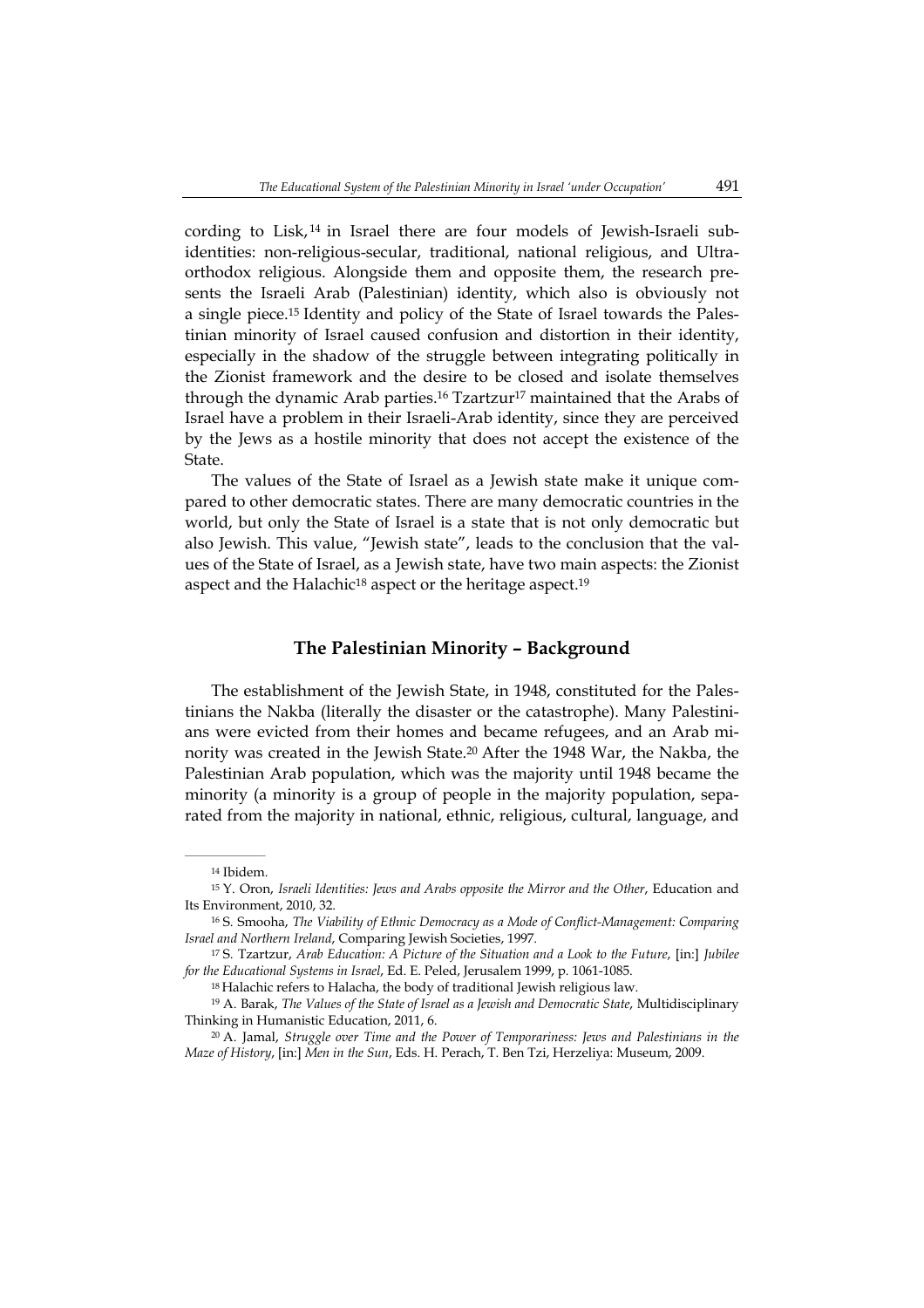cording to Lisk,[14] in Israel there are four models of Jewish-Israeli sub-identities: non-religious-secular, traditional, national religious, and Ultra-orthodox religious. Alongside them and opposite them, the research presents the Israeli Arab (Palestinian) identity, which also is obviously not a single piece.[15] Identity and policy of the State of Israel towards the Palestinian minority of Israel caused confusion and distortion in their identity, especially in the shadow of the struggle between integrating politically in the Zionist framework and the desire to be closed and isolate themselves through the dynamic Arab parties.[16] Tzartzur[17] maintained that the Arabs of Israel have a problem in their Israeli-Arab identity, since they are perceived by the Jews as a hostile minority that does not accept the existence of the State.

The values of the State of Israel as a Jewish state make it unique compared to other democratic states. There are many democratic countries in the world, but only the State of Israel is a state that is not only democratic but also Jewish. This value, "Jewish state", leads to the conclusion that the values of the State of Israel, as a Jewish state, have two main aspects: the Zionist aspect and the Halachic[18] aspect or the heritage aspect.[19]

## The Palestinian Minority – Background

The establishment of the Jewish State, in 1948, constituted for the Palestinians the Nakba (literally the disaster or the catastrophe). Many Palestinians were evicted from their homes and became refugees, and an Arab minority was created in the Jewish State.[20] After the 1948 War, the Nakba, the Palestinian Arab population, which was the majority until 1948 became the minority (a minority is a group of people in the majority population, separated from the majority in national, ethnic, religious, cultural, language, and

---

[14] Ibidem.

[15] Y. Oron, *Israeli Identities: Jews and Arabs opposite the Mirror and the Other*, Education and Its Environment, 2010, 32.

[16] S. Smooha, *The Viability of Ethnic Democracy as a Mode of Conflict-Management: Comparing Israel and Northern Ireland*, Comparing Jewish Societies, 1997.

[17] S. Tzartzur, *Arab Education: A Picture of the Situation and a Look to the Future*, [in:] *Jubilee for the Educational Systems in Israel*, Ed. E. Peled, Jerusalem 1999, p. 1061-1085.

[18] Halachic refers to Halacha, the body of traditional Jewish religious law.

[19] A. Barak, *The Values of the State of Israel as a Jewish and Democratic State*, Multidisciplinary Thinking in Humanistic Education, 2011, 6.

[20] A. Jamal, *Struggle over Time and the Power of Temporariness: Jews and Palestinians in the Maze of History*, [in:] *Men in the Sun*, Eds. H. Perach, T. Ben Tzi, Herzeliya: Museum, 2009.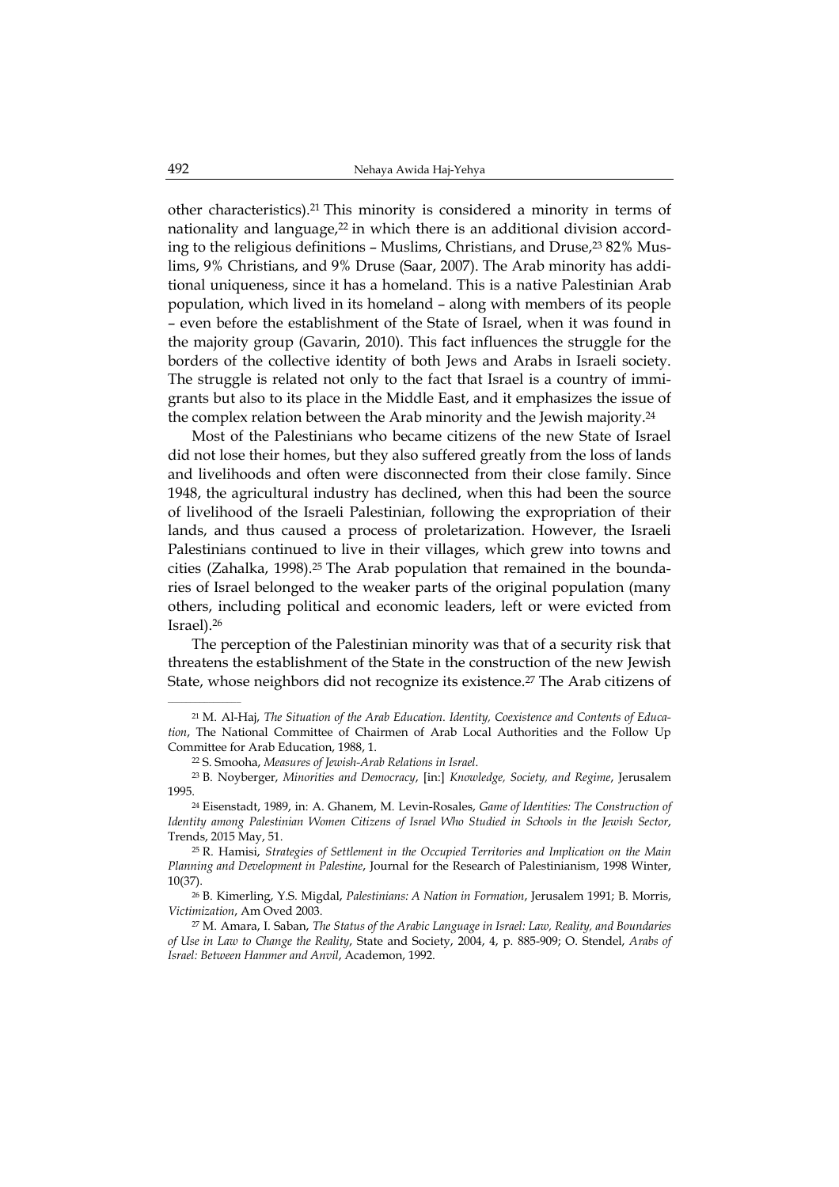other characteristics).[21] This minority is considered a minority in terms of nationality and language,[22] in which there is an additional division according to the religious definitions – Muslims, Christians, and Druse,[23] 82% Muslims, 9% Christians, and 9% Druse (Saar, 2007). The Arab minority has additional uniqueness, since it has a homeland. This is a native Palestinian Arab population, which lived in its homeland – along with members of its people – even before the establishment of the State of Israel, when it was found in the majority group (Gavarin, 2010). This fact influences the struggle for the borders of the collective identity of both Jews and Arabs in Israeli society. The struggle is related not only to the fact that Israel is a country of immigrants but also to its place in the Middle East, and it emphasizes the issue of the complex relation between the Arab minority and the Jewish majority.[24]

Most of the Palestinians who became citizens of the new State of Israel did not lose their homes, but they also suffered greatly from the loss of lands and livelihoods and often were disconnected from their close family. Since 1948, the agricultural industry has declined, when this had been the source of livelihood of the Israeli Palestinian, following the expropriation of their lands, and thus caused a process of proletarization. However, the Israeli Palestinians continued to live in their villages, which grew into towns and cities (Zahalka, 1998).[25] The Arab population that remained in the boundaries of Israel belonged to the weaker parts of the original population (many others, including political and economic leaders, left or were evicted from Israel).[26]

The perception of the Palestinian minority was that of a security risk that threatens the establishment of the State in the construction of the new Jewish State, whose neighbors did not recognize its existence.[27] The Arab citizens of

---

[21] M. Al-Haj, *The Situation of the Arab Education. Identity, Coexistence and Contents of Education*, The National Committee of Chairmen of Arab Local Authorities and the Follow Up Committee for Arab Education, 1988, 1.

[22] S. Smooha, *Measures of Jewish-Arab Relations in Israel.*

[23] B. Noyberger, *Minorities and Democracy*, [in:] *Knowledge, Society, and Regime*, Jerusalem 1995.

[24] Eisenstadt, 1989, in: A. Ghanem, M. Levin-Rosales, *Game of Identities: The Construction of Identity among Palestinian Women Citizens of Israel Who Studied in Schools in the Jewish Sector*, Trends, 2015 May, 51.

[25] R. Hamisi, *Strategies of Settlement in the Occupied Territories and Implication on the Main Planning and Development in Palestine*, Journal for the Research of Palestinianism, 1998 Winter, 10(37).

[26] B. Kimerling, Y.S. Migdal, *Palestinians: A Nation in Formation*, Jerusalem 1991; B. Morris, *Victimization*, Am Oved 2003.

[27] M. Amara, I. Saban, *The Status of the Arabic Language in Israel: Law, Reality, and Boundaries of Use in Law to Change the Reality*, State and Society, 2004, 4, p. 885-909; O. Stendel, *Arabs of Israel: Between Hammer and Anvil*, Academon, 1992.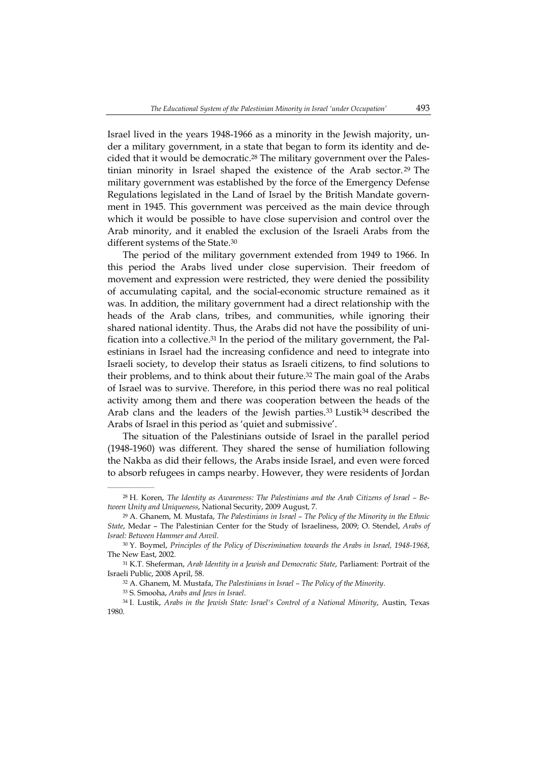Israel lived in the years 1948-1966 as a minority in the Jewish majority, under a military government, in a state that began to form its identity and decided that it would be democratic.[28] The military government over the Palestinian minority in Israel shaped the existence of the Arab sector.[29] The military government was established by the force of the Emergency Defense Regulations legislated in the Land of Israel by the British Mandate government in 1945. This government was perceived as the main device through which it would be possible to have close supervision and control over the Arab minority, and it enabled the exclusion of the Israeli Arabs from the different systems of the State.[30]

The period of the military government extended from 1949 to 1966. In this period the Arabs lived under close supervision. Their freedom of movement and expression were restricted, they were denied the possibility of accumulating capital, and the social-economic structure remained as it was. In addition, the military government had a direct relationship with the heads of the Arab clans, tribes, and communities, while ignoring their shared national identity. Thus, the Arabs did not have the possibility of unification into a collective.[31] In the period of the military government, the Palestinians in Israel had the increasing confidence and need to integrate into Israeli society, to develop their status as Israeli citizens, to find solutions to their problems, and to think about their future.[32] The main goal of the Arabs of Israel was to survive. Therefore, in this period there was no real political activity among them and there was cooperation between the heads of the Arab clans and the leaders of the Jewish parties.[33] Lustik[34] described the Arabs of Israel in this period as 'quiet and submissive'.

The situation of the Palestinians outside of Israel in the parallel period (1948-1960) was different. They shared the sense of humiliation following the Nakba as did their fellows, the Arabs inside Israel, and even were forced to absorb refugees in camps nearby. However, they were residents of Jordan

---

[28] H. Koren, *The Identity as Awareness: The Palestinians and the Arab Citizens of Israel – Between Unity and Uniqueness*, National Security, 2009 August, 7.

[29] A. Ghanem, M. Mustafa, *The Palestinians in Israel – The Policy of the Minority in the Ethnic State*, Medar – The Palestinian Center for the Study of Israeliness, 2009; O. Stendel, *Arabs of Israel: Between Hammer and Anvil*.

[30] Y. Boymel, *Principles of the Policy of Discrimination towards the Arabs in Israel, 1948-1968*, The New East, 2002.

[31] K.T. Sheferman, *Arab Identity in a Jewish and Democratic State*, Parliament: Portrait of the Israeli Public, 2008 April, 58.

[32] A. Ghanem, M. Mustafa, *The Palestinians in Israel – The Policy of the Minority*.

[33] S. Smooha, *Arabs and Jews in Israel*.

[34] I. Lustik, *Arabs in the Jewish State: Israel's Control of a National Minority*, Austin, Texas 1980.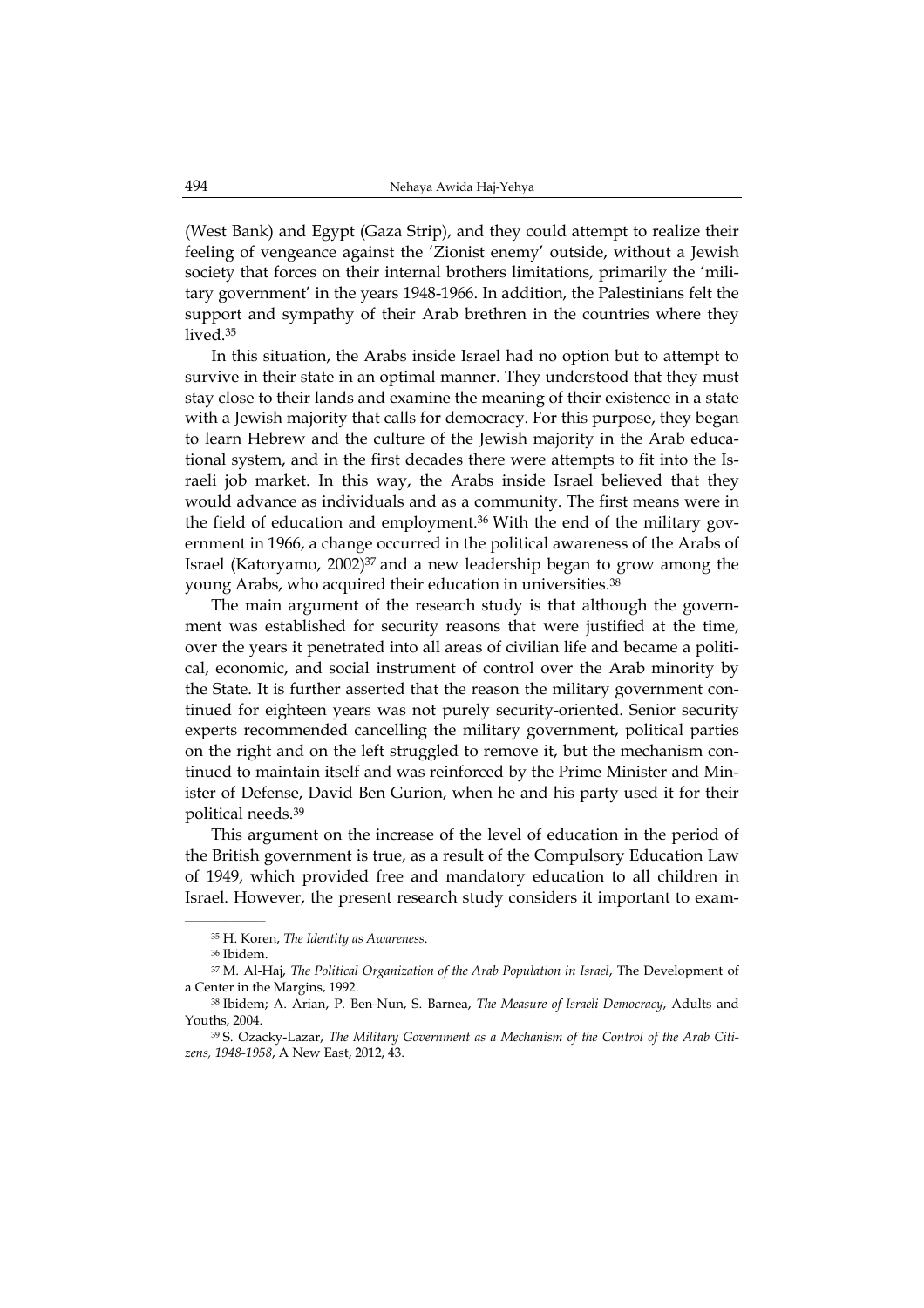(West Bank) and Egypt (Gaza Strip), and they could attempt to realize their feeling of vengeance against the 'Zionist enemy' outside, without a Jewish society that forces on their internal brothers limitations, primarily the 'military government' in the years 1948-1966. In addition, the Palestinians felt the support and sympathy of their Arab brethren in the countries where they lived.[35]

In this situation, the Arabs inside Israel had no option but to attempt to survive in their state in an optimal manner. They understood that they must stay close to their lands and examine the meaning of their existence in a state with a Jewish majority that calls for democracy. For this purpose, they began to learn Hebrew and the culture of the Jewish majority in the Arab educational system, and in the first decades there were attempts to fit into the Israeli job market. In this way, the Arabs inside Israel believed that they would advance as individuals and as a community. The first means were in the field of education and employment.[36] With the end of the military government in 1966, a change occurred in the political awareness of the Arabs of Israel (Katoryamo, 2002)[37] and a new leadership began to grow among the young Arabs, who acquired their education in universities.[38]

The main argument of the research study is that although the government was established for security reasons that were justified at the time, over the years it penetrated into all areas of civilian life and became a political, economic, and social instrument of control over the Arab minority by the State. It is further asserted that the reason the military government continued for eighteen years was not purely security-oriented. Senior security experts recommended cancelling the military government, political parties on the right and on the left struggled to remove it, but the mechanism continued to maintain itself and was reinforced by the Prime Minister and Minister of Defense, David Ben Gurion, when he and his party used it for their political needs.[39]

This argument on the increase of the level of education in the period of the British government is true, as a result of the Compulsory Education Law of 1949, which provided free and mandatory education to all children in Israel. However, the present research study considers it important to exam-

---

[35] H. Koren, *The Identity as Awareness*.

[36] Ibidem.

[37] M. Al-Haj, *The Political Organization of the Arab Population in Israel*, The Development of a Center in the Margins, 1992.

[38] Ibidem; A. Arian, P. Ben-Nun, S. Barnea, *The Measure of Israeli Democracy*, Adults and Youths, 2004.

[39] S. Ozacky-Lazar, *The Military Government as a Mechanism of the Control of the Arab Citizens, 1948-1958*, A New East, 2012, 43.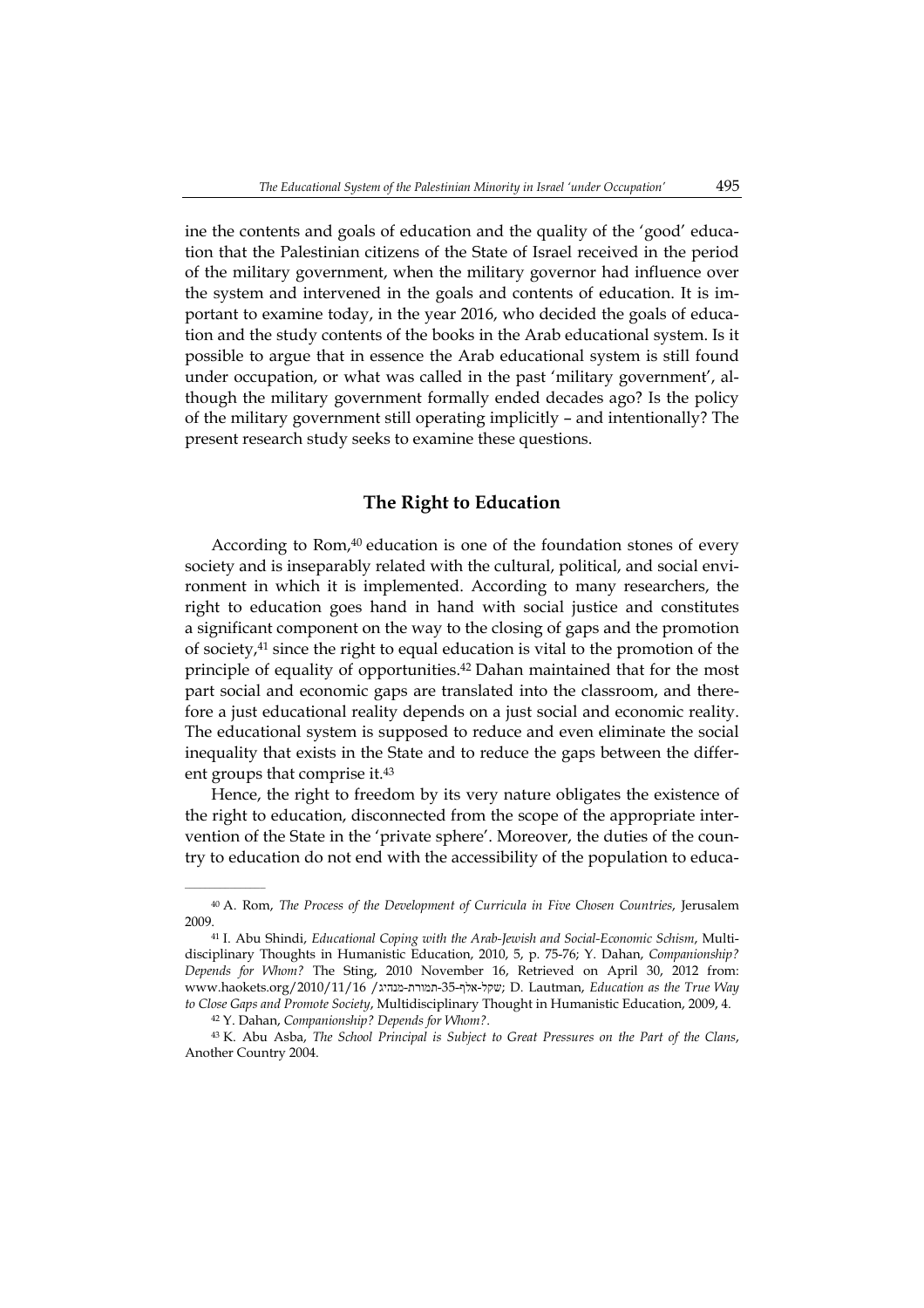ine the contents and goals of education and the quality of the 'good' education that the Palestinian citizens of the State of Israel received in the period of the military government, when the military governor had influence over the system and intervened in the goals and contents of education. It is important to examine today, in the year 2016, who decided the goals of education and the study contents of the books in the Arab educational system. Is it possible to argue that in essence the Arab educational system is still found under occupation, or what was called in the past 'military government', although the military government formally ended decades ago? Is the policy of the military government still operating implicitly – and intentionally? The present research study seeks to examine these questions.

## The Right to Education

According to Rom,[40] education is one of the foundation stones of every society and is inseparably related with the cultural, political, and social environment in which it is implemented. According to many researchers, the right to education goes hand in hand with social justice and constitutes a significant component on the way to the closing of gaps and the promotion of society,[41] since the right to equal education is vital to the promotion of the principle of equality of opportunities.[42] Dahan maintained that for the most part social and economic gaps are translated into the classroom, and therefore a just educational reality depends on a just social and economic reality. The educational system is supposed to reduce and even eliminate the social inequality that exists in the State and to reduce the gaps between the different groups that comprise it.[43]

Hence, the right to freedom by its very nature obligates the existence of the right to education, disconnected from the scope of the appropriate intervention of the State in the 'private sphere'. Moreover, the duties of the country to education do not end with the accessibility of the population to educa-

---

[40] A. Rom, *The Process of the Development of Curricula in Five Chosen Countries*, Jerusalem 2009.

[41] I. Abu Shindi, *Educational Coping with the Arab-Jewish and Social-Economic Schism*, Multidisciplinary Thoughts in Humanistic Education, 2010, 5, p. 75-76; Y. Dahan, *Companionship? Depends for Whom?* The Sting, 2010 November 16, Retrieved on April 30, 2012 from: www.haokets.org/2010/11/16 /שקל-אלף-35-תמורת-מנהיג; D. Lautman, *Education as the True Way to Close Gaps and Promote Society*, Multidisciplinary Thought in Humanistic Education, 2009, 4.

[42] Y. Dahan, *Companionship? Depends for Whom?*.

[43] K. Abu Asba, *The School Principal is Subject to Great Pressures on the Part of the Clans*, Another Country 2004.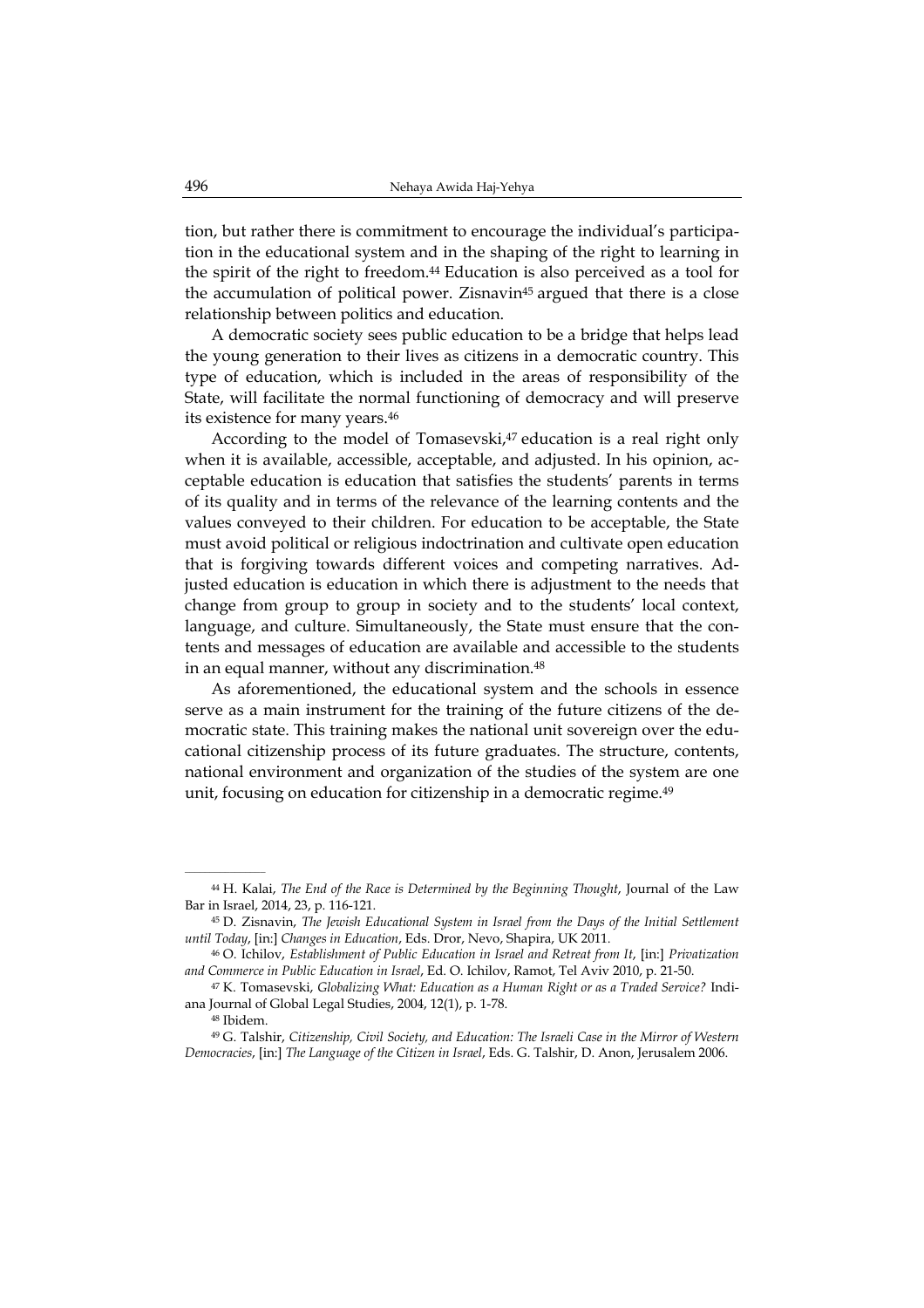tion, but rather there is commitment to encourage the individual's participation in the educational system and in the shaping of the right to learning in the spirit of the right to freedom.[44] Education is also perceived as a tool for the accumulation of political power. Zisnavin[45] argued that there is a close relationship between politics and education.

A democratic society sees public education to be a bridge that helps lead the young generation to their lives as citizens in a democratic country. This type of education, which is included in the areas of responsibility of the State, will facilitate the normal functioning of democracy and will preserve its existence for many years.[46]

According to the model of Tomasevski,[47] education is a real right only when it is available, accessible, acceptable, and adjusted. In his opinion, acceptable education is education that satisfies the students' parents in terms of its quality and in terms of the relevance of the learning contents and the values conveyed to their children. For education to be acceptable, the State must avoid political or religious indoctrination and cultivate open education that is forgiving towards different voices and competing narratives. Adjusted education is education in which there is adjustment to the needs that change from group to group in society and to the students' local context, language, and culture. Simultaneously, the State must ensure that the contents and messages of education are available and accessible to the students in an equal manner, without any discrimination.[48]

As aforementioned, the educational system and the schools in essence serve as a main instrument for the training of the future citizens of the democratic state. This training makes the national unit sovereign over the educational citizenship process of its future graduates. The structure, contents, national environment and organization of the studies of the system are one unit, focusing on education for citizenship in a democratic regime.[49]

---

[44] H. Kalai, *The End of the Race is Determined by the Beginning Thought*, Journal of the Law Bar in Israel, 2014, 23, p. 116-121.

[45] D. Zisnavin, *The Jewish Educational System in Israel from the Days of the Initial Settlement until Today*, [in:] *Changes in Education*, Eds. Dror, Nevo, Shapira, UK 2011.

[46] O. Ichilov, *Establishment of Public Education in Israel and Retreat from It*, [in:] *Privatization and Commerce in Public Education in Israel*, Ed. O. Ichilov, Ramot, Tel Aviv 2010, p. 21-50.

[47] K. Tomasevski, *Globalizing What: Education as a Human Right or as a Traded Service?* Indiana Journal of Global Legal Studies, 2004, 12(1), p. 1-78.

[48] Ibidem.

[49] G. Talshir, *Citizenship, Civil Society, and Education: The Israeli Case in the Mirror of Western Democracies*, [in:] *The Language of the Citizen in Israel*, Eds. G. Talshir, D. Anon, Jerusalem 2006.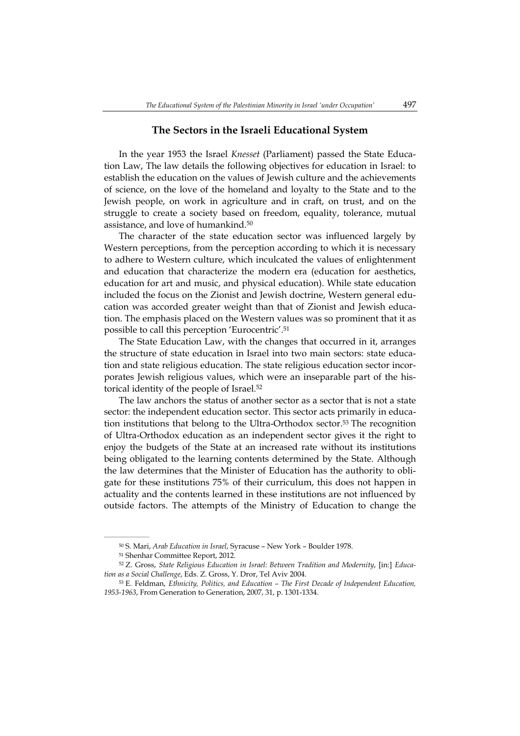## The Sectors in the Israeli Educational System

In the year 1953 the Israel *Knesset* (Parliament) passed the State Education Law, The law details the following objectives for education in Israel: to establish the education on the values of Jewish culture and the achievements of science, on the love of the homeland and loyalty to the State and to the Jewish people, on work in agriculture and in craft, on trust, and on the struggle to create a society based on freedom, equality, tolerance, mutual assistance, and love of humankind.[50]

The character of the state education sector was influenced largely by Western perceptions, from the perception according to which it is necessary to adhere to Western culture, which inculcated the values of enlightenment and education that characterize the modern era (education for aesthetics, education for art and music, and physical education). While state education included the focus on the Zionist and Jewish doctrine, Western general education was accorded greater weight than that of Zionist and Jewish education. The emphasis placed on the Western values was so prominent that it as possible to call this perception 'Eurocentric'.[51]

The State Education Law, with the changes that occurred in it, arranges the structure of state education in Israel into two main sectors: state education and state religious education. The state religious education sector incorporates Jewish religious values, which were an inseparable part of the historical identity of the people of Israel.[52]

The law anchors the status of another sector as a sector that is not a state sector: the independent education sector. This sector acts primarily in education institutions that belong to the Ultra-Orthodox sector.[53] The recognition of Ultra-Orthodox education as an independent sector gives it the right to enjoy the budgets of the State at an increased rate without its institutions being obligated to the learning contents determined by the State. Although the law determines that the Minister of Education has the authority to obligate for these institutions 75% of their curriculum, this does not happen in actuality and the contents learned in these institutions are not influenced by outside factors. The attempts of the Ministry of Education to change the

---

[50] S. Mari, *Arab Education in Israel*, Syracuse – New York – Boulder 1978.

[51] Shenhar Committee Report, 2012.

[52] Z. Gross, *State Religious Education in Israel: Between Tradition and Modernity*, [in:] *Education as a Social Challenge*, Eds. Z. Gross, Y. Dror, Tel Aviv 2004.

[53] E. Feldman, *Ethnicity, Politics, and Education – The First Decade of Independent Education, 1953-1963*, From Generation to Generation, 2007, 31, p. 1301-1334.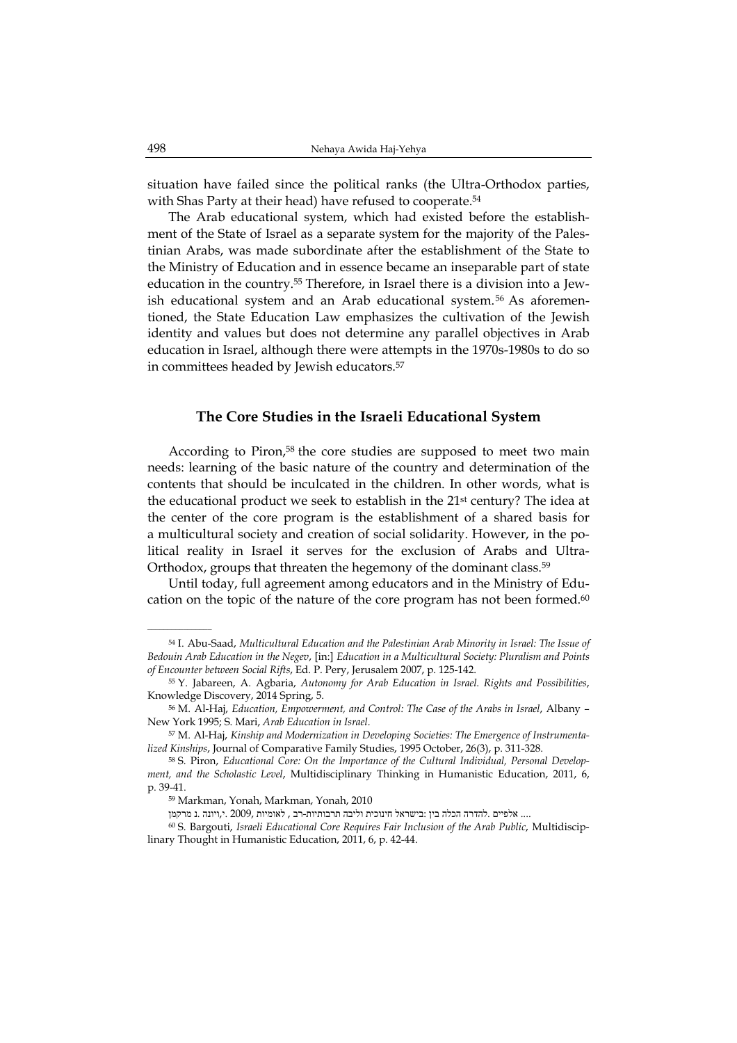situation have failed since the political ranks (the Ultra-Orthodox parties, with Shas Party at their head) have refused to cooperate.[54]

The Arab educational system, which had existed before the establishment of the State of Israel as a separate system for the majority of the Palestinian Arabs, was made subordinate after the establishment of the State to the Ministry of Education and in essence became an inseparable part of state education in the country.[55] Therefore, in Israel there is a division into a Jewish educational system and an Arab educational system.[56] As aforementioned, the State Education Law emphasizes the cultivation of the Jewish identity and values but does not determine any parallel objectives in Arab education in Israel, although there were attempts in the 1970s-1980s to do so in committees headed by Jewish educators.[57]

## The Core Studies in the Israeli Educational System

According to Piron,[58] the core studies are supposed to meet two main needs: learning of the basic nature of the country and determination of the contents that should be inculcated in the children. In other words, what is the educational product we seek to establish in the 21st century? The idea at the center of the core program is the establishment of a shared basis for a multicultural society and creation of social solidarity. However, in the political reality in Israel it serves for the exclusion of Arabs and Ultra-Orthodox, groups that threaten the hegemony of the dominant class.[59]

Until today, full agreement among educators and in the Ministry of Education on the topic of the nature of the core program has not been formed.[60]

---

[54] I. Abu-Saad, *Multicultural Education and the Palestinian Arab Minority in Israel: The Issue of Bedouin Arab Education in the Negev*, [in:] *Education in a Multicultural Society: Pluralism and Points of Encounter between Social Rifts*, Ed. P. Pery, Jerusalem 2007, p. 125-142.

[55] Y. Jabareen, A. Agbaria, *Autonomy for Arab Education in Israel. Rights and Possibilities*, Knowledge Discovery, 2014 Spring, 5.

[56] M. Al-Haj, *Education, Empowerment, and Control: The Case of the Arabs in Israel*, Albany – New York 1995; S. Mari, *Arab Education in Israel*.

[57] M. Al-Haj, *Kinship and Modernization in Developing Societies: The Emergence of Instrumentalized Kinships*, Journal of Comparative Family Studies, 1995 October, 26(3), p. 311-328.

[58] S. Piron, *Educational Core: On the Importance of the Cultural Individual, Personal Development, and the Scholastic Level*, Multidisciplinary Thinking in Humanistic Education, 2011, 6, p. 39-41.

[59] Markman, Yonah, Markman, Yonah, 2010

.... אלפיים .להדרה הכלה בין :בישראל חינוכית וליבה תרבותיות-רב , לאומיות ,2009 .י,יונה .נ מרקמן

[60] S. Bargouti, *Israeli Educational Core Requires Fair Inclusion of the Arab Public*, Multidisciplinary Thought in Humanistic Education, 2011, 6, p. 42-44.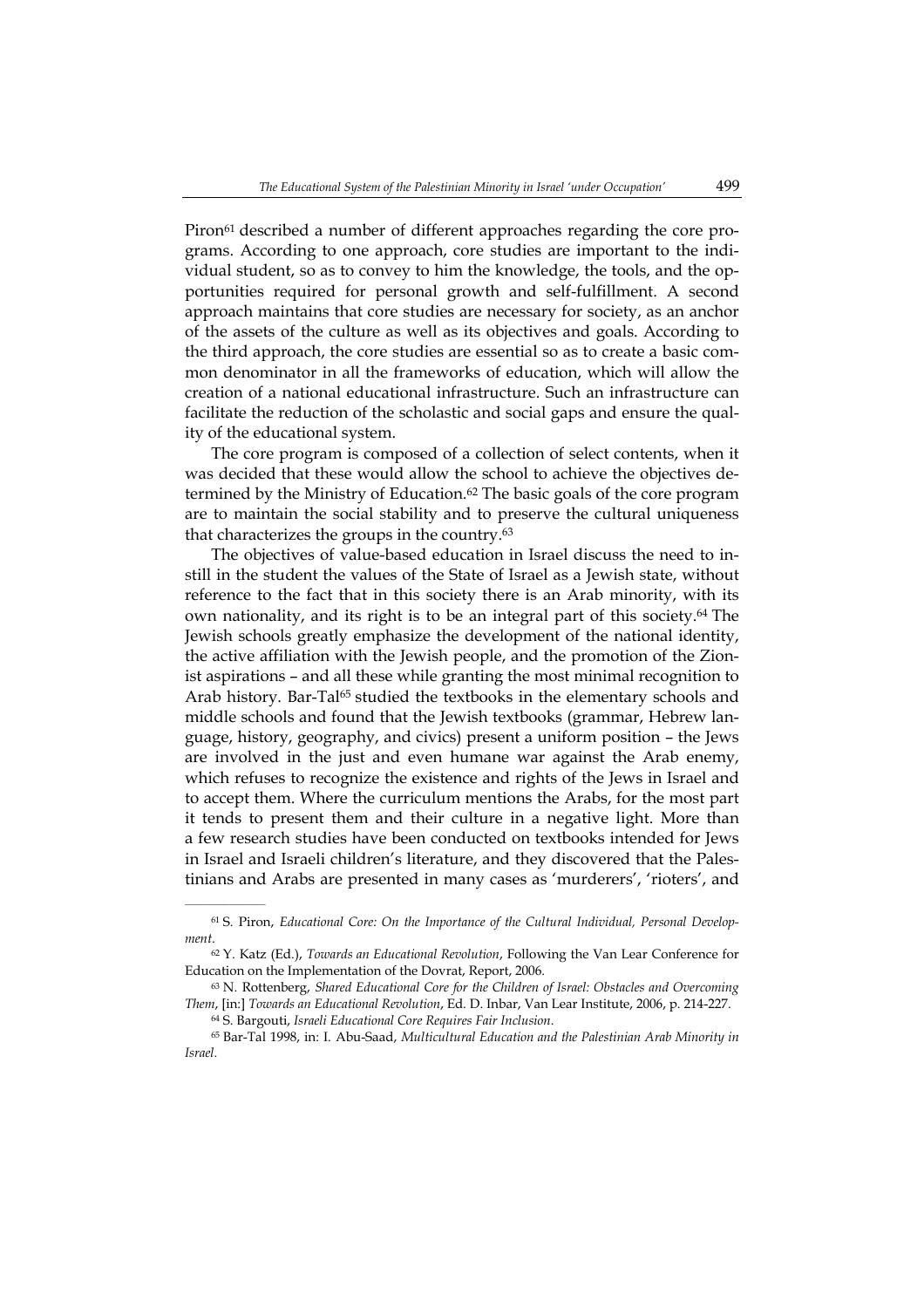Piron[61] described a number of different approaches regarding the core programs. According to one approach, core studies are important to the individual student, so as to convey to him the knowledge, the tools, and the opportunities required for personal growth and self-fulfillment. A second approach maintains that core studies are necessary for society, as an anchor of the assets of the culture as well as its objectives and goals. According to the third approach, the core studies are essential so as to create a basic common denominator in all the frameworks of education, which will allow the creation of a national educational infrastructure. Such an infrastructure can facilitate the reduction of the scholastic and social gaps and ensure the quality of the educational system.

The core program is composed of a collection of select contents, when it was decided that these would allow the school to achieve the objectives determined by the Ministry of Education.[62] The basic goals of the core program are to maintain the social stability and to preserve the cultural uniqueness that characterizes the groups in the country.[63]

The objectives of value-based education in Israel discuss the need to instill in the student the values of the State of Israel as a Jewish state, without reference to the fact that in this society there is an Arab minority, with its own nationality, and its right is to be an integral part of this society.[64] The Jewish schools greatly emphasize the development of the national identity, the active affiliation with the Jewish people, and the promotion of the Zionist aspirations – and all these while granting the most minimal recognition to Arab history. Bar-Tal[65] studied the textbooks in the elementary schools and middle schools and found that the Jewish textbooks (grammar, Hebrew language, history, geography, and civics) present a uniform position – the Jews are involved in the just and even humane war against the Arab enemy, which refuses to recognize the existence and rights of the Jews in Israel and to accept them. Where the curriculum mentions the Arabs, for the most part it tends to present them and their culture in a negative light. More than a few research studies have been conducted on textbooks intended for Jews in Israel and Israeli children's literature, and they discovered that the Palestinians and Arabs are presented in many cases as 'murderers', 'rioters', and

---

[61] S. Piron, *Educational Core: On the Importance of the Cultural Individual, Personal Development*.

[62] Y. Katz (Ed.), *Towards an Educational Revolution*, Following the Van Lear Conference for Education on the Implementation of the Dovrat, Report, 2006.

[63] N. Rottenberg, *Shared Educational Core for the Children of Israel: Obstacles and Overcoming Them*, [in:] *Towards an Educational Revolution*, Ed. D. Inbar, Van Lear Institute, 2006, p. 214-227.

[64] S. Bargouti, *Israeli Educational Core Requires Fair Inclusion*.

[65] Bar-Tal 1998, in: I. Abu-Saad, *Multicultural Education and the Palestinian Arab Minority in Israel*.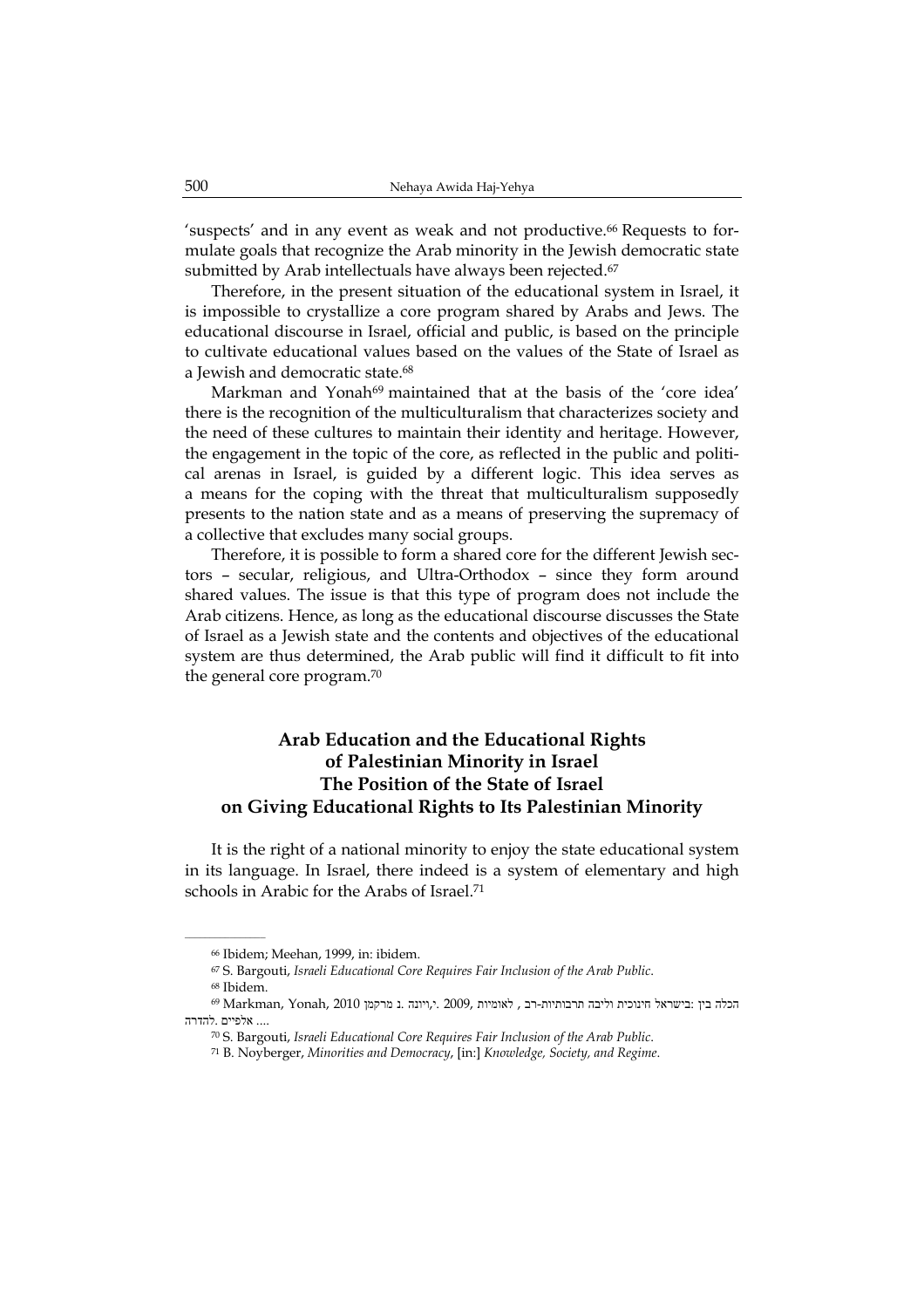'suspects' and in any event as weak and not productive.[66] Requests to formulate goals that recognize the Arab minority in the Jewish democratic state submitted by Arab intellectuals have always been rejected.[67]

Therefore, in the present situation of the educational system in Israel, it is impossible to crystallize a core program shared by Arabs and Jews. The educational discourse in Israel, official and public, is based on the principle to cultivate educational values based on the values of the State of Israel as a Jewish and democratic state.[68]

Markman and Yonah[69] maintained that at the basis of the 'core idea' there is the recognition of the multiculturalism that characterizes society and the need of these cultures to maintain their identity and heritage. However, the engagement in the topic of the core, as reflected in the public and political arenas in Israel, is guided by a different logic. This idea serves as a means for the coping with the threat that multiculturalism supposedly presents to the nation state and as a means of preserving the supremacy of a collective that excludes many social groups.

Therefore, it is possible to form a shared core for the different Jewish sectors – secular, religious, and Ultra-Orthodox – since they form around shared values. The issue is that this type of program does not include the Arab citizens. Hence, as long as the educational discourse discusses the State of Israel as a Jewish state and the contents and objectives of the educational system are thus determined, the Arab public will find it difficult to fit into the general core program.[70]

## Arab Education and the Educational Rights of Palestinian Minority in Israel The Position of the State of Israel on Giving Educational Rights to Its Palestinian Minority

It is the right of a national minority to enjoy the state educational system in its language. In Israel, there indeed is a system of elementary and high schools in Arabic for the Arabs of Israel.[71]

---

[66] Ibidem; Meehan, 1999, in: ibidem.

[67] S. Bargouti, *Israeli Educational Core Requires Fair Inclusion of the Arab Public*.

[68] Ibidem.

[69] Markman, Yonah, 2010 מרקמן .נ ויונה, .י. 2009, לאומיות , רב-תרבותיות וליבה חינוכית בישראל: בין הכלה להדרה. אלפיים ....

[70] S. Bargouti, *Israeli Educational Core Requires Fair Inclusion of the Arab Public*.

[71] B. Noyberger, *Minorities and Democracy*, [in:] *Knowledge, Society, and Regime*.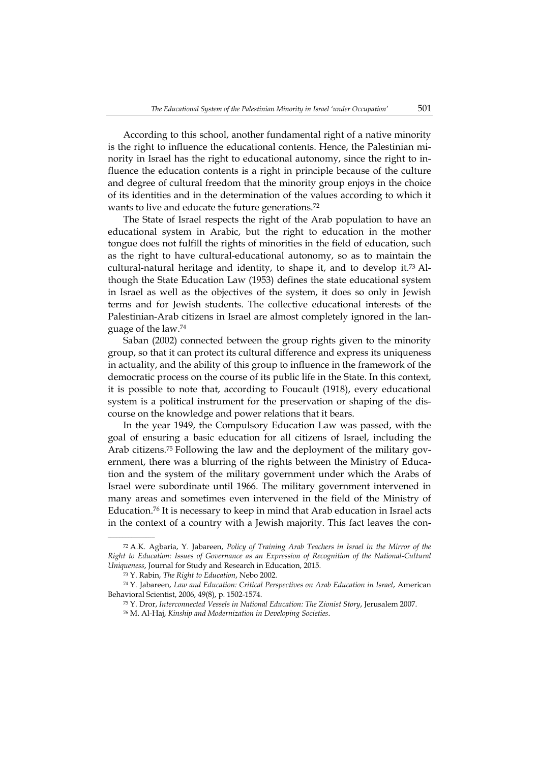According to this school, another fundamental right of a native minority is the right to influence the educational contents. Hence, the Palestinian minority in Israel has the right to educational autonomy, since the right to influence the education contents is a right in principle because of the culture and degree of cultural freedom that the minority group enjoys in the choice of its identities and in the determination of the values according to which it wants to live and educate the future generations.[72]

The State of Israel respects the right of the Arab population to have an educational system in Arabic, but the right to education in the mother tongue does not fulfill the rights of minorities in the field of education, such as the right to have cultural-educational autonomy, so as to maintain the cultural-natural heritage and identity, to shape it, and to develop it.[73] Although the State Education Law (1953) defines the state educational system in Israel as well as the objectives of the system, it does so only in Jewish terms and for Jewish students. The collective educational interests of the Palestinian-Arab citizens in Israel are almost completely ignored in the language of the law.[74]

Saban (2002) connected between the group rights given to the minority group, so that it can protect its cultural difference and express its uniqueness in actuality, and the ability of this group to influence in the framework of the democratic process on the course of its public life in the State. In this context, it is possible to note that, according to Foucault (1918), every educational system is a political instrument for the preservation or shaping of the discourse on the knowledge and power relations that it bears.

In the year 1949, the Compulsory Education Law was passed, with the goal of ensuring a basic education for all citizens of Israel, including the Arab citizens.[75] Following the law and the deployment of the military government, there was a blurring of the rights between the Ministry of Education and the system of the military government under which the Arabs of Israel were subordinate until 1966. The military government intervened in many areas and sometimes even intervened in the field of the Ministry of Education.[76] It is necessary to keep in mind that Arab education in Israel acts in the context of a country with a Jewish majority. This fact leaves the con-

---

[72] A.K. Agbaria, Y. Jabareen, *Policy of Training Arab Teachers in Israel in the Mirror of the Right to Education: Issues of Governance as an Expression of Recognition of the National-Cultural Uniqueness*, Journal for Study and Research in Education, 2015.

[73] Y. Rabin, *The Right to Education*, Nebo 2002.

[74] Y. Jabareen, *Law and Education: Critical Perspectives on Arab Education in Israel*, American Behavioral Scientist, 2006, 49(8), p. 1502-1574.

[75] Y. Dror, *Interconnected Vessels in National Education: The Zionist Story*, Jerusalem 2007.

[76] M. Al-Haj, *Kinship and Modernization in Developing Societies*.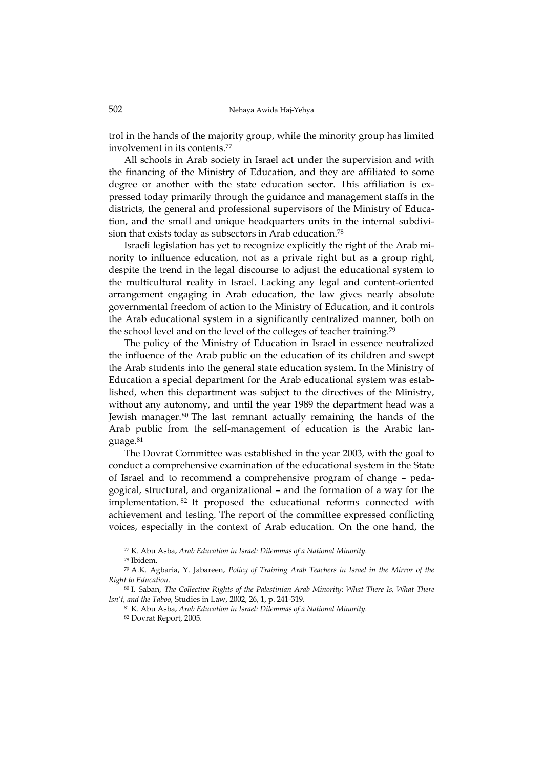trol in the hands of the majority group, while the minority group has limited involvement in its contents.[77]

All schools in Arab society in Israel act under the supervision and with the financing of the Ministry of Education, and they are affiliated to some degree or another with the state education sector. This affiliation is expressed today primarily through the guidance and management staffs in the districts, the general and professional supervisors of the Ministry of Education, and the small and unique headquarters units in the internal subdivision that exists today as subsectors in Arab education.[78]

Israeli legislation has yet to recognize explicitly the right of the Arab minority to influence education, not as a private right but as a group right, despite the trend in the legal discourse to adjust the educational system to the multicultural reality in Israel. Lacking any legal and content-oriented arrangement engaging in Arab education, the law gives nearly absolute governmental freedom of action to the Ministry of Education, and it controls the Arab educational system in a significantly centralized manner, both on the school level and on the level of the colleges of teacher training.[79]

The policy of the Ministry of Education in Israel in essence neutralized the influence of the Arab public on the education of its children and swept the Arab students into the general state education system. In the Ministry of Education a special department for the Arab educational system was established, when this department was subject to the directives of the Ministry, without any autonomy, and until the year 1989 the department head was a Jewish manager.[80] The last remnant actually remaining the hands of the Arab public from the self-management of education is the Arabic language.[81]

The Dovrat Committee was established in the year 2003, with the goal to conduct a comprehensive examination of the educational system in the State of Israel and to recommend a comprehensive program of change – pedagogical, structural, and organizational – and the formation of a way for the implementation.[82] It proposed the educational reforms connected with achievement and testing. The report of the committee expressed conflicting voices, especially in the context of Arab education. On the one hand, the

---

[77] K. Abu Asba, *Arab Education in Israel: Dilemmas of a National Minority*.

[78] Ibidem.

[79] A.K. Agbaria, Y. Jabareen, *Policy of Training Arab Teachers in Israel in the Mirror of the Right to Education*.

[80] I. Saban, *The Collective Rights of the Palestinian Arab Minority: What There Is, What There Isn't, and the Taboo*, Studies in Law, 2002, 26, 1, p. 241-319.

[81] K. Abu Asba, *Arab Education in Israel: Dilemmas of a National Minority*.

[82] Dovrat Report, 2005.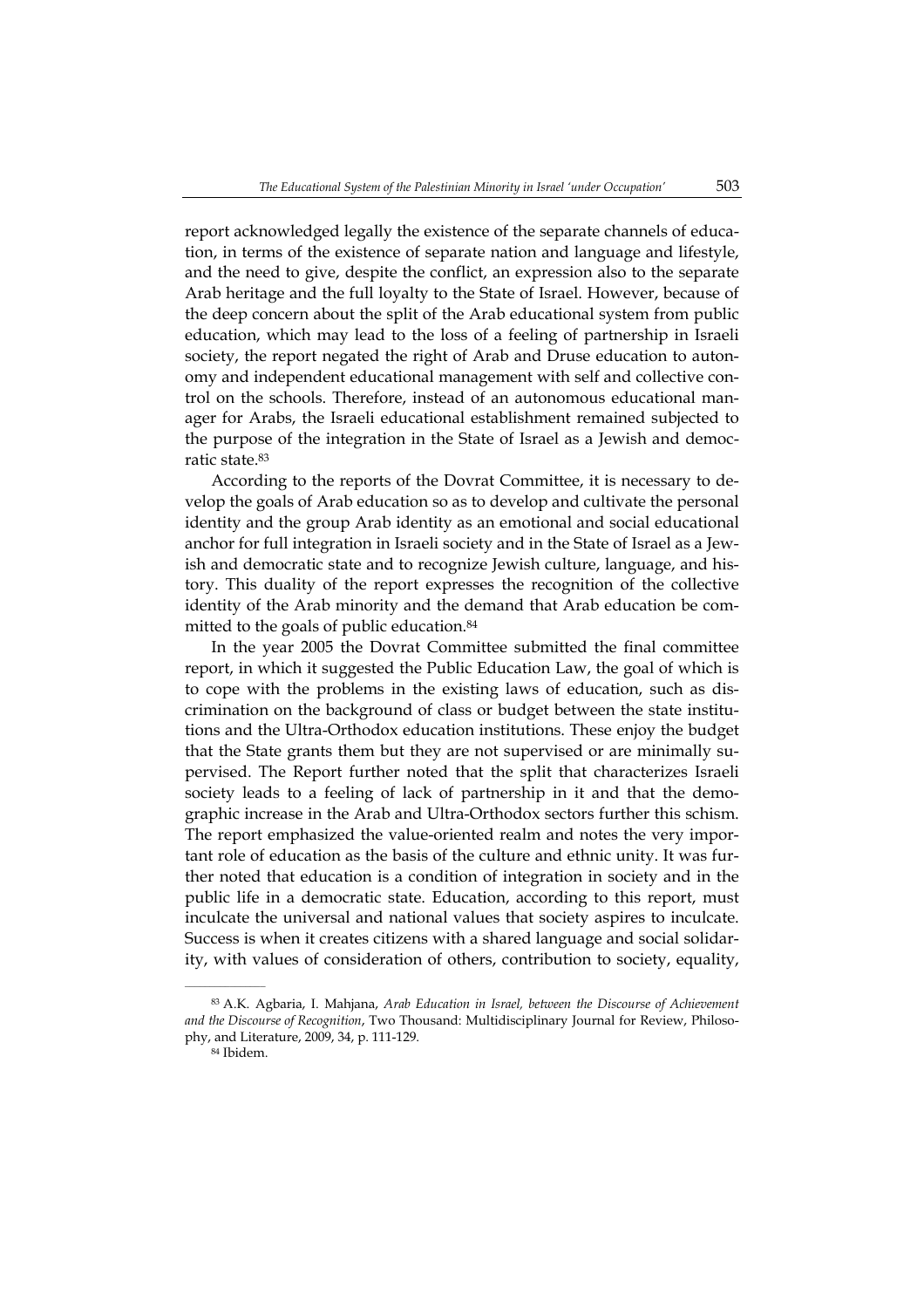report acknowledged legally the existence of the separate channels of education, in terms of the existence of separate nation and language and lifestyle, and the need to give, despite the conflict, an expression also to the separate Arab heritage and the full loyalty to the State of Israel. However, because of the deep concern about the split of the Arab educational system from public education, which may lead to the loss of a feeling of partnership in Israeli society, the report negated the right of Arab and Druse education to autonomy and independent educational management with self and collective control on the schools. Therefore, instead of an autonomous educational manager for Arabs, the Israeli educational establishment remained subjected to the purpose of the integration in the State of Israel as a Jewish and democratic state.[83]

According to the reports of the Dovrat Committee, it is necessary to develop the goals of Arab education so as to develop and cultivate the personal identity and the group Arab identity as an emotional and social educational anchor for full integration in Israeli society and in the State of Israel as a Jewish and democratic state and to recognize Jewish culture, language, and history. This duality of the report expresses the recognition of the collective identity of the Arab minority and the demand that Arab education be committed to the goals of public education.[84]

In the year 2005 the Dovrat Committee submitted the final committee report, in which it suggested the Public Education Law, the goal of which is to cope with the problems in the existing laws of education, such as discrimination on the background of class or budget between the state institutions and the Ultra-Orthodox education institutions. These enjoy the budget that the State grants them but they are not supervised or are minimally supervised. The Report further noted that the split that characterizes Israeli society leads to a feeling of lack of partnership in it and that the demographic increase in the Arab and Ultra-Orthodox sectors further this schism. The report emphasized the value-oriented realm and notes the very important role of education as the basis of the culture and ethnic unity. It was further noted that education is a condition of integration in society and in the public life in a democratic state. Education, according to this report, must inculcate the universal and national values that society aspires to inculcate. Success is when it creates citizens with a shared language and social solidarity, with values of consideration of others, contribution to society, equality,

---

[83] A.K. Agbaria, I. Mahjana, *Arab Education in Israel, between the Discourse of Achievement and the Discourse of Recognition*, Two Thousand: Multidisciplinary Journal for Review, Philosophy, and Literature, 2009, 34, p. 111-129.

[84] Ibidem.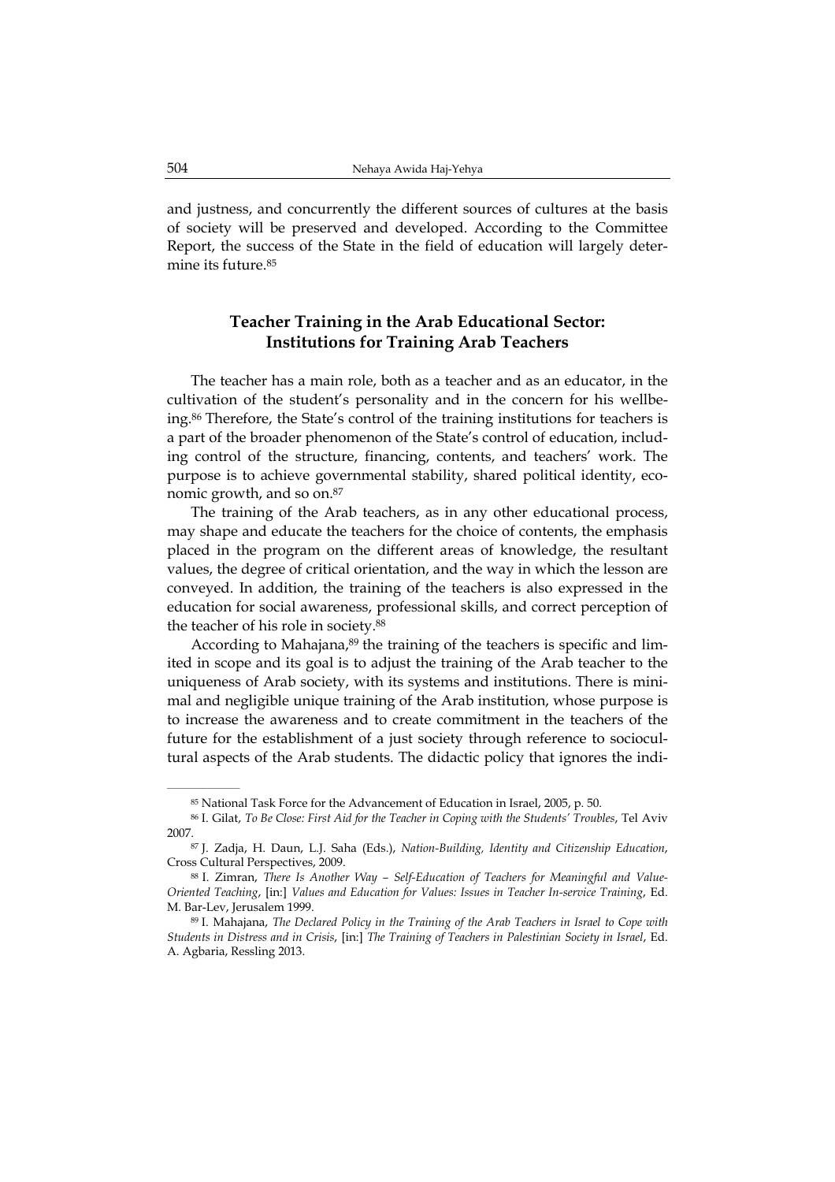and justness, and concurrently the different sources of cultures at the basis of society will be preserved and developed. According to the Committee Report, the success of the State in the field of education will largely determine its future.[85]

## Teacher Training in the Arab Educational Sector: Institutions for Training Arab Teachers

The teacher has a main role, both as a teacher and as an educator, in the cultivation of the student's personality and in the concern for his wellbeing.[86] Therefore, the State's control of the training institutions for teachers is a part of the broader phenomenon of the State's control of education, including control of the structure, financing, contents, and teachers' work. The purpose is to achieve governmental stability, shared political identity, economic growth, and so on.[87]

The training of the Arab teachers, as in any other educational process, may shape and educate the teachers for the choice of contents, the emphasis placed in the program on the different areas of knowledge, the resultant values, the degree of critical orientation, and the way in which the lesson are conveyed. In addition, the training of the teachers is also expressed in the education for social awareness, professional skills, and correct perception of the teacher of his role in society.[88]

According to Mahajana,[89] the training of the teachers is specific and limited in scope and its goal is to adjust the training of the Arab teacher to the uniqueness of Arab society, with its systems and institutions. There is minimal and negligible unique training of the Arab institution, whose purpose is to increase the awareness and to create commitment in the teachers of the future for the establishment of a just society through reference to sociocultural aspects of the Arab students. The didactic policy that ignores the indi-

---

[85] National Task Force for the Advancement of Education in Israel, 2005, p. 50.

[86] I. Gilat, *To Be Close: First Aid for the Teacher in Coping with the Students' Troubles*, Tel Aviv 2007.

[87] J. Zadja, H. Daun, L.J. Saha (Eds.), *Nation-Building, Identity and Citizenship Education*, Cross Cultural Perspectives, 2009.

[88] I. Zimran, *There Is Another Way – Self-Education of Teachers for Meaningful and Value-Oriented Teaching*, [in:] *Values and Education for Values: Issues in Teacher In-service Training*, Ed. M. Bar-Lev, Jerusalem 1999.

[89] I. Mahajana, *The Declared Policy in the Training of the Arab Teachers in Israel to Cope with Students in Distress and in Crisis*, [in:] *The Training of Teachers in Palestinian Society in Israel*, Ed. A. Agbaria, Ressling 2013.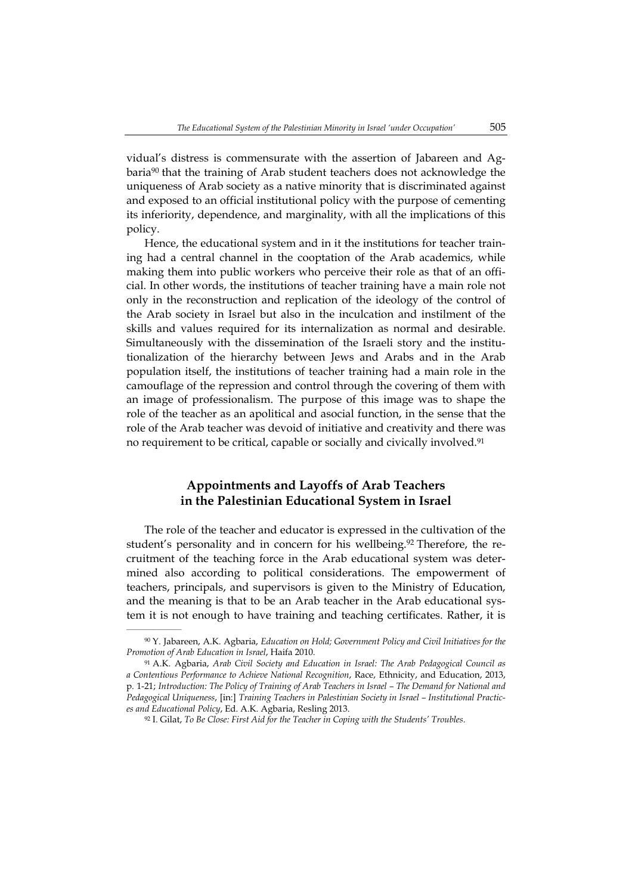vidual's distress is commensurate with the assertion of Jabareen and Agbaria[90] that the training of Arab student teachers does not acknowledge the uniqueness of Arab society as a native minority that is discriminated against and exposed to an official institutional policy with the purpose of cementing its inferiority, dependence, and marginality, with all the implications of this policy.

Hence, the educational system and in it the institutions for teacher training had a central channel in the cooptation of the Arab academics, while making them into public workers who perceive their role as that of an official. In other words, the institutions of teacher training have a main role not only in the reconstruction and replication of the ideology of the control of the Arab society in Israel but also in the inculcation and instilment of the skills and values required for its internalization as normal and desirable. Simultaneously with the dissemination of the Israeli story and the institutionalization of the hierarchy between Jews and Arabs and in the Arab population itself, the institutions of teacher training had a main role in the camouflage of the repression and control through the covering of them with an image of professionalism. The purpose of this image was to shape the role of the teacher as an apolitical and asocial function, in the sense that the role of the Arab teacher was devoid of initiative and creativity and there was no requirement to be critical, capable or socially and civically involved.[91]

## Appointments and Layoffs of Arab Teachers in the Palestinian Educational System in Israel

The role of the teacher and educator is expressed in the cultivation of the student's personality and in concern for his wellbeing.[92] Therefore, the recruitment of the teaching force in the Arab educational system was determined also according to political considerations. The empowerment of teachers, principals, and supervisors is given to the Ministry of Education, and the meaning is that to be an Arab teacher in the Arab educational system it is not enough to have training and teaching certificates. Rather, it is

---

[90] Y. Jabareen, A.K. Agbaria, *Education on Hold; Government Policy and Civil Initiatives for the Promotion of Arab Education in Israel*, Haifa 2010.

[91] A.K. Agbaria, *Arab Civil Society and Education in Israel: The Arab Pedagogical Council as a Contentious Performance to Achieve National Recognition*, Race, Ethnicity, and Education, 2013, p. 1-21; *Introduction: The Policy of Training of Arab Teachers in Israel – The Demand for National and Pedagogical Uniqueness*, [in:] *Training Teachers in Palestinian Society in Israel – Institutional Practices and Educational Policy*, Ed. A.K. Agbaria, Resling 2013.

[92] I. Gilat, *To Be Close: First Aid for the Teacher in Coping with the Students' Troubles.*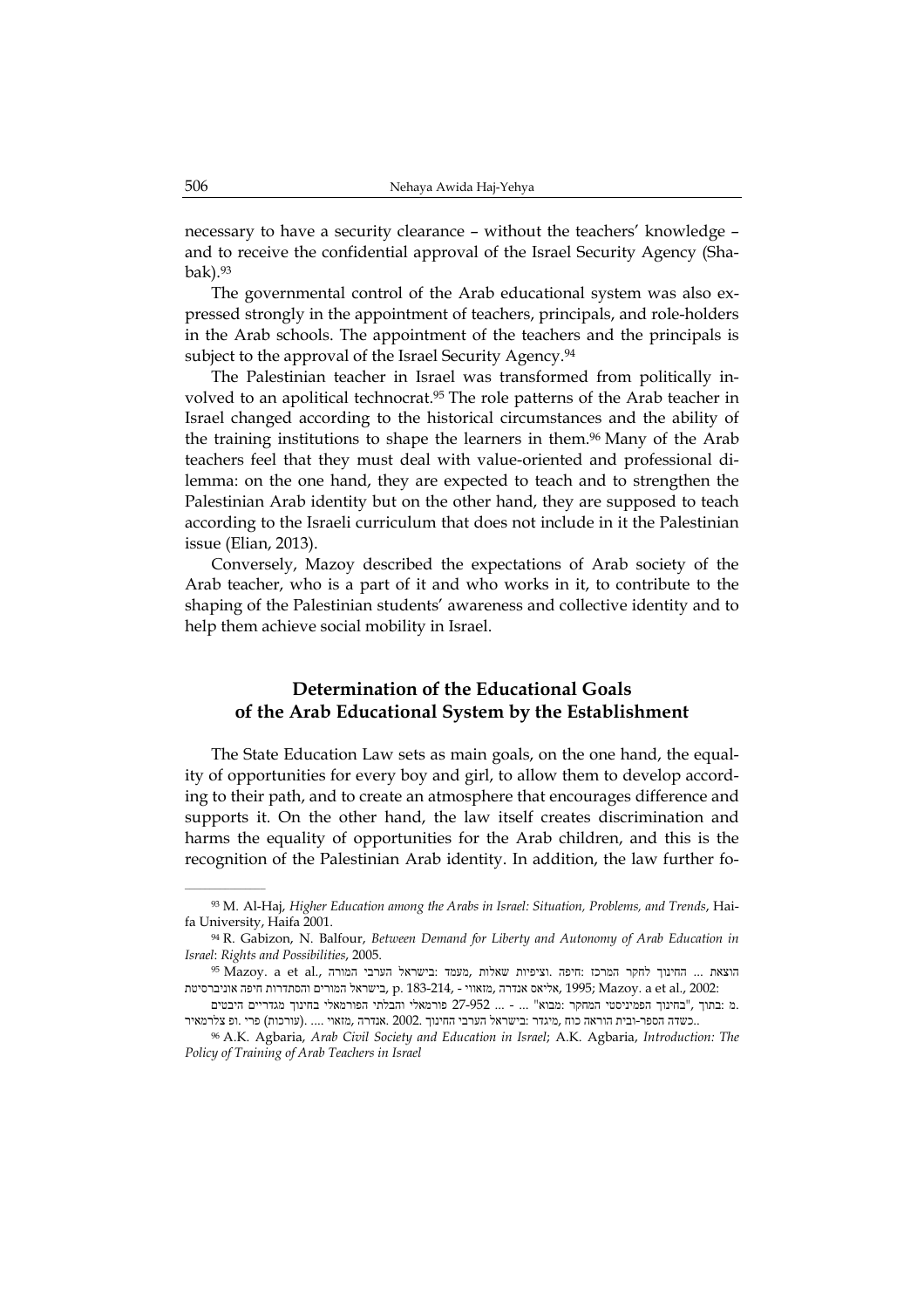necessary to have a security clearance – without the teachers' knowledge – and to receive the confidential approval of the Israel Security Agency (Shabak).[93]

The governmental control of the Arab educational system was also expressed strongly in the appointment of teachers, principals, and role-holders in the Arab schools. The appointment of the teachers and the principals is subject to the approval of the Israel Security Agency.[94]

The Palestinian teacher in Israel was transformed from politically involved to an apolitical technocrat.[95] The role patterns of the Arab teacher in Israel changed according to the historical circumstances and the ability of the training institutions to shape the learners in them.[96] Many of the Arab teachers feel that they must deal with value-oriented and professional dilemma: on the one hand, they are expected to teach and to strengthen the Palestinian Arab identity but on the other hand, they are supposed to teach according to the Israeli curriculum that does not include in it the Palestinian issue (Elian, 2013).

Conversely, Mazoy described the expectations of Arab society of the Arab teacher, who is a part of it and who works in it, to contribute to the shaping of the Palestinian students' awareness and collective identity and to help them achieve social mobility in Israel.

## Determination of the Educational Goals of the Arab Educational System by the Establishment

The State Education Law sets as main goals, on the one hand, the equality of opportunities for every boy and girl, to allow them to develop according to their path, and to create an atmosphere that encourages difference and supports it. On the other hand, the law itself creates discrimination and harms the equality of opportunities for the Arab children, and this is the recognition of the Palestinian Arab identity. In addition, the law further fo-

---

[93] M. Al-Haj, *Higher Education among the Arabs in Israel: Situation, Problems, and Trends*, Haifa University, Haifa 2001.

[94] R. Gabizon, N. Balfour, *Between Demand for Liberty and Autonomy of Arab Education in Israel*: *Rights and Possibilities*, 2005.

[95] Mazoy. a et al., הוצאת ... החינוך לחקר המרכז :חיפה .וציפיות שאלות ,מעמד :בישראל הערבי המורה ,בישראל המורים והסתדרות חיפה אוניברסיטת, p. 183-214, - מזאווי, אנדרה, אליאס, 1995; Mazoy. a et al., 2002: מ. :בתוך ,"בחינוך הפמיניסטי המחקר :מבוא" ... - ... 27-952 פורמאלי והבלתי הפורמאלי בחינוך מגדריים היבטים ..כשדה הספר-ובית הוראה כוח ,מיגדר :בישראל הערבי החינוך .2002 .אנדרה ,מזאוי .... .(עורכות) פרי .ופ צלרמאיר

[96] A.K. Agbaria, *Arab Civil Society and Education in Israel*; A.K. Agbaria, *Introduction: The Policy of Training of Arab Teachers in Israel*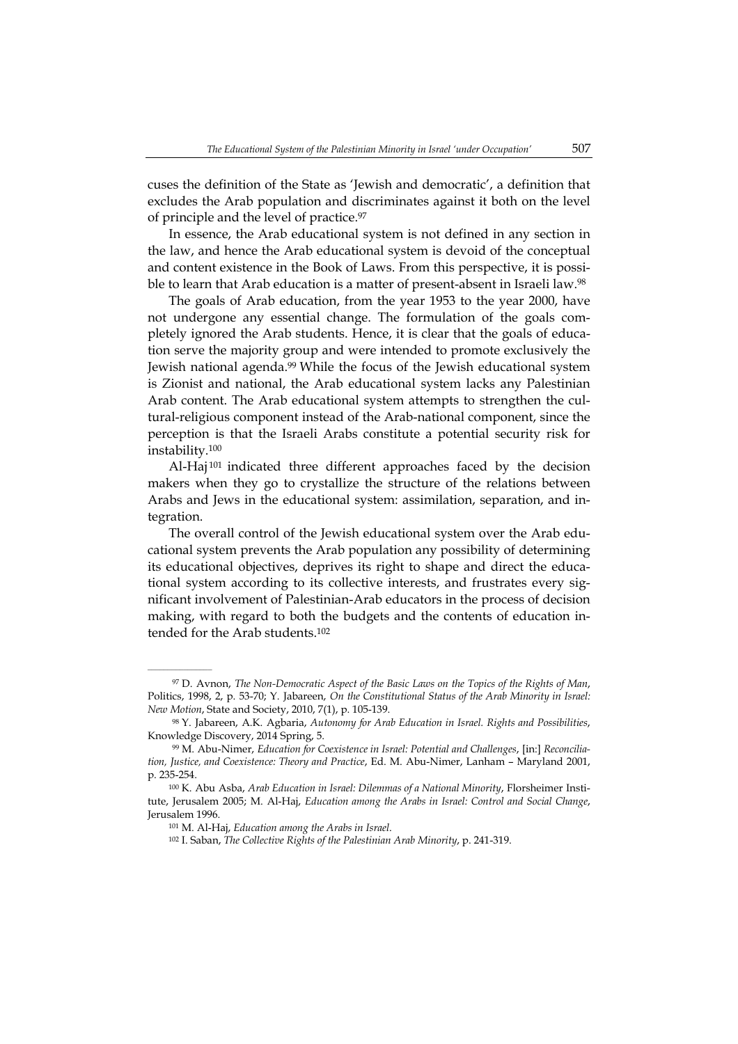cuses the definition of the State as 'Jewish and democratic', a definition that excludes the Arab population and discriminates against it both on the level of principle and the level of practice.[97]

In essence, the Arab educational system is not defined in any section in the law, and hence the Arab educational system is devoid of the conceptual and content existence in the Book of Laws. From this perspective, it is possible to learn that Arab education is a matter of present-absent in Israeli law.[98]

The goals of Arab education, from the year 1953 to the year 2000, have not undergone any essential change. The formulation of the goals completely ignored the Arab students. Hence, it is clear that the goals of education serve the majority group and were intended to promote exclusively the Jewish national agenda.[99] While the focus of the Jewish educational system is Zionist and national, the Arab educational system lacks any Palestinian Arab content. The Arab educational system attempts to strengthen the cultural-religious component instead of the Arab-national component, since the perception is that the Israeli Arabs constitute a potential security risk for instability.[100]

Al-Haj[101] indicated three different approaches faced by the decision makers when they go to crystallize the structure of the relations between Arabs and Jews in the educational system: assimilation, separation, and integration.

The overall control of the Jewish educational system over the Arab educational system prevents the Arab population any possibility of determining its educational objectives, deprives its right to shape and direct the educational system according to its collective interests, and frustrates every significant involvement of Palestinian-Arab educators in the process of decision making, with regard to both the budgets and the contents of education intended for the Arab students.[102]

---

[97] D. Avnon, *The Non-Democratic Aspect of the Basic Laws on the Topics of the Rights of Man*, Politics, 1998, 2, p. 53-70; Y. Jabareen, *On the Constitutional Status of the Arab Minority in Israel: New Motion*, State and Society, 2010, 7(1), p. 105-139.

[98] Y. Jabareen, A.K. Agbaria, *Autonomy for Arab Education in Israel. Rights and Possibilities*, Knowledge Discovery, 2014 Spring, 5.

[99] M. Abu-Nimer, *Education for Coexistence in Israel: Potential and Challenges*, [in:] *Reconciliation, Justice, and Coexistence: Theory and Practice*, Ed. M. Abu-Nimer, Lanham – Maryland 2001, p. 235-254.

[100] K. Abu Asba, *Arab Education in Israel: Dilemmas of a National Minority*, Florsheimer Institute, Jerusalem 2005; M. Al-Haj, *Education among the Arabs in Israel: Control and Social Change*, Jerusalem 1996.

[101] M. Al-Haj, *Education among the Arabs in Israel*.

[102] I. Saban, *The Collective Rights of the Palestinian Arab Minority*, p. 241-319.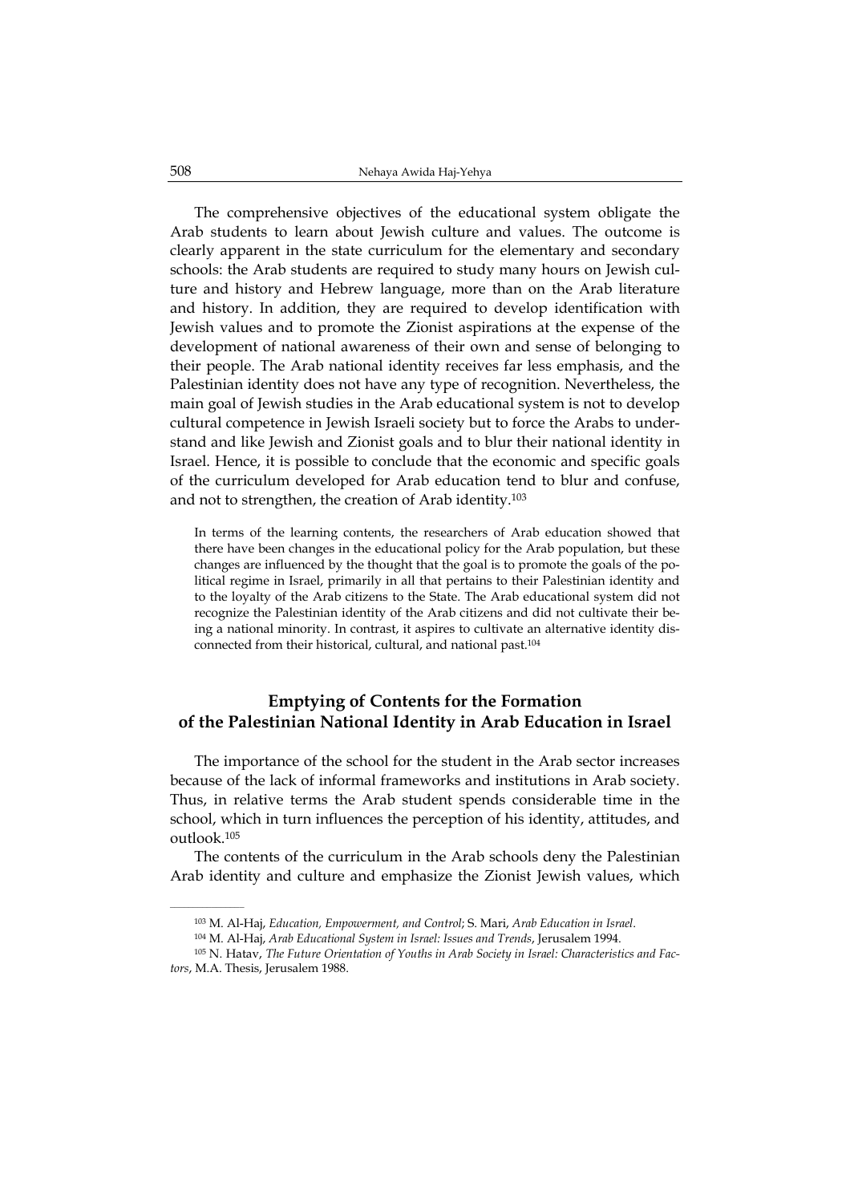The comprehensive objectives of the educational system obligate the Arab students to learn about Jewish culture and values. The outcome is clearly apparent in the state curriculum for the elementary and secondary schools: the Arab students are required to study many hours on Jewish culture and history and Hebrew language, more than on the Arab literature and history. In addition, they are required to develop identification with Jewish values and to promote the Zionist aspirations at the expense of the development of national awareness of their own and sense of belonging to their people. The Arab national identity receives far less emphasis, and the Palestinian identity does not have any type of recognition. Nevertheless, the main goal of Jewish studies in the Arab educational system is not to develop cultural competence in Jewish Israeli society but to force the Arabs to understand and like Jewish and Zionist goals and to blur their national identity in Israel. Hence, it is possible to conclude that the economic and specific goals of the curriculum developed for Arab education tend to blur and confuse, and not to strengthen, the creation of Arab identity.[103]

> In terms of the learning contents, the researchers of Arab education showed that there have been changes in the educational policy for the Arab population, but these changes are influenced by the thought that the goal is to promote the goals of the political regime in Israel, primarily in all that pertains to their Palestinian identity and to the loyalty of the Arab citizens to the State. The Arab educational system did not recognize the Palestinian identity of the Arab citizens and did not cultivate their being a national minority. In contrast, it aspires to cultivate an alternative identity disconnected from their historical, cultural, and national past.[104]

## Emptying of Contents for the Formation of the Palestinian National Identity in Arab Education in Israel

The importance of the school for the student in the Arab sector increases because of the lack of informal frameworks and institutions in Arab society. Thus, in relative terms the Arab student spends considerable time in the school, which in turn influences the perception of his identity, attitudes, and outlook.[105]

The contents of the curriculum in the Arab schools deny the Palestinian Arab identity and culture and emphasize the Zionist Jewish values, which

---

[103] M. Al-Haj, *Education, Empowerment, and Control*; S. Mari, *Arab Education in Israel*.

[104] M. Al-Haj, *Arab Educational System in Israel: Issues and Trends*, Jerusalem 1994.

[105] N. Hatav, *The Future Orientation of Youths in Arab Society in Israel: Characteristics and Factors*, M.A. Thesis, Jerusalem 1988.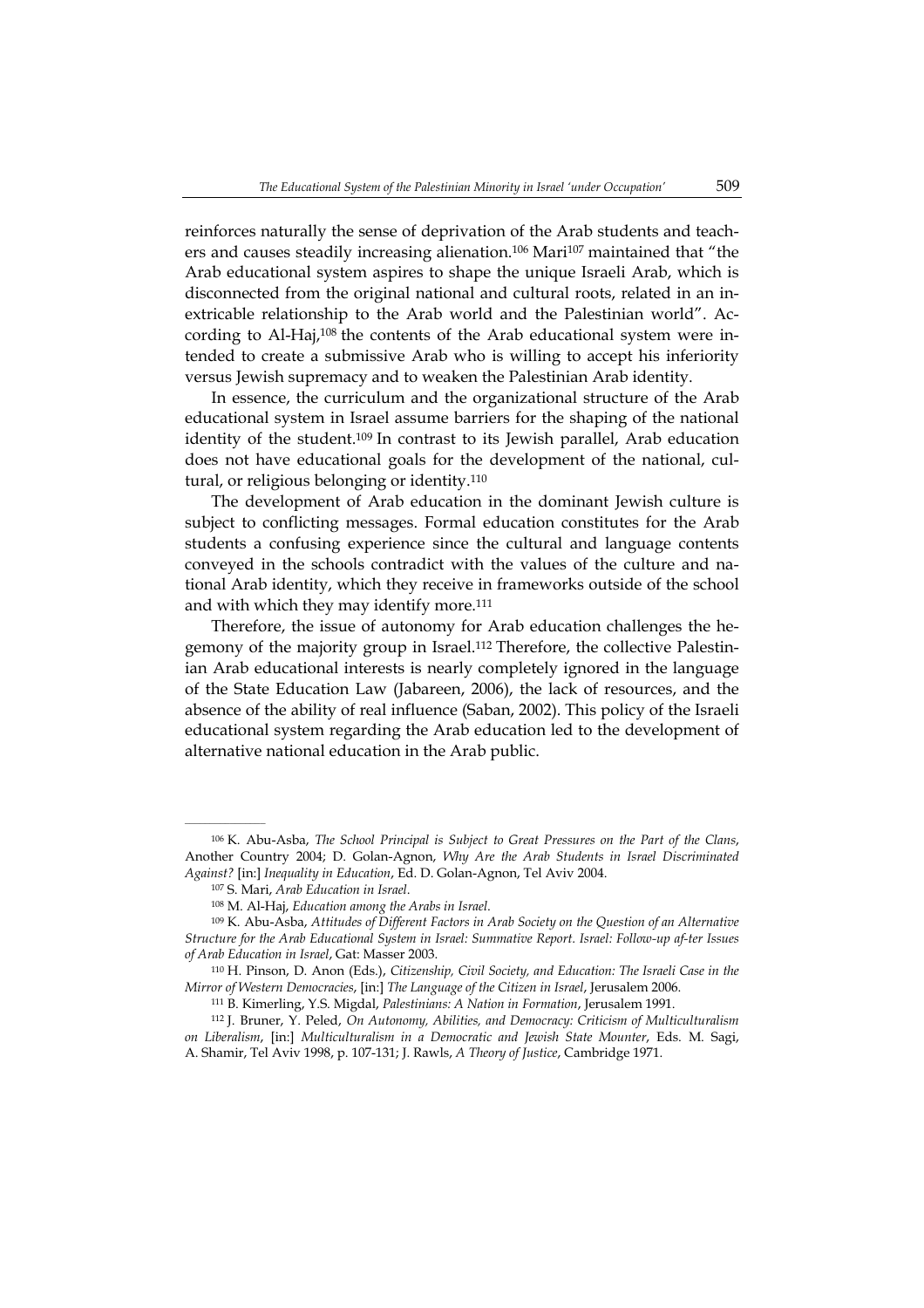reinforces naturally the sense of deprivation of the Arab students and teachers and causes steadily increasing alienation.[106] Mari[107] maintained that "the Arab educational system aspires to shape the unique Israeli Arab, which is disconnected from the original national and cultural roots, related in an inextricable relationship to the Arab world and the Palestinian world". According to Al-Haj,[108] the contents of the Arab educational system were intended to create a submissive Arab who is willing to accept his inferiority versus Jewish supremacy and to weaken the Palestinian Arab identity.

In essence, the curriculum and the organizational structure of the Arab educational system in Israel assume barriers for the shaping of the national identity of the student.[109] In contrast to its Jewish parallel, Arab education does not have educational goals for the development of the national, cultural, or religious belonging or identity.[110]

The development of Arab education in the dominant Jewish culture is subject to conflicting messages. Formal education constitutes for the Arab students a confusing experience since the cultural and language contents conveyed in the schools contradict with the values of the culture and national Arab identity, which they receive in frameworks outside of the school and with which they may identify more.[111]

Therefore, the issue of autonomy for Arab education challenges the hegemony of the majority group in Israel.[112] Therefore, the collective Palestinian Arab educational interests is nearly completely ignored in the language of the State Education Law (Jabareen, 2006), the lack of resources, and the absence of the ability of real influence (Saban, 2002). This policy of the Israeli educational system regarding the Arab education led to the development of alternative national education in the Arab public.

---

[106] K. Abu-Asba, *The School Principal is Subject to Great Pressures on the Part of the Clans*, Another Country 2004; D. Golan-Agnon, *Why Are the Arab Students in Israel Discriminated Against?* [in:] *Inequality in Education*, Ed. D. Golan-Agnon, Tel Aviv 2004.

[107] S. Mari, *Arab Education in Israel*.

[108] M. Al-Haj, *Education among the Arabs in Israel*.

[109] K. Abu-Asba, *Attitudes of Different Factors in Arab Society on the Question of an Alternative Structure for the Arab Educational System in Israel: Summative Report. Israel: Follow-up af-ter Issues of Arab Education in Israel*, Gat: Masser 2003.

[110] H. Pinson, D. Anon (Eds.), *Citizenship, Civil Society, and Education: The Israeli Case in the Mirror of Western Democracies*, [in:] *The Language of the Citizen in Israel*, Jerusalem 2006.

[111] B. Kimerling, Y.S. Migdal, *Palestinians: A Nation in Formation*, Jerusalem 1991.

[112] J. Bruner, Y. Peled, *On Autonomy, Abilities, and Democracy: Criticism of Multiculturalism on Liberalism*, [in:] *Multiculturalism in a Democratic and Jewish State Mounter*, Eds. M. Sagi, A. Shamir, Tel Aviv 1998, p. 107-131; J. Rawls, *A Theory of Justice*, Cambridge 1971.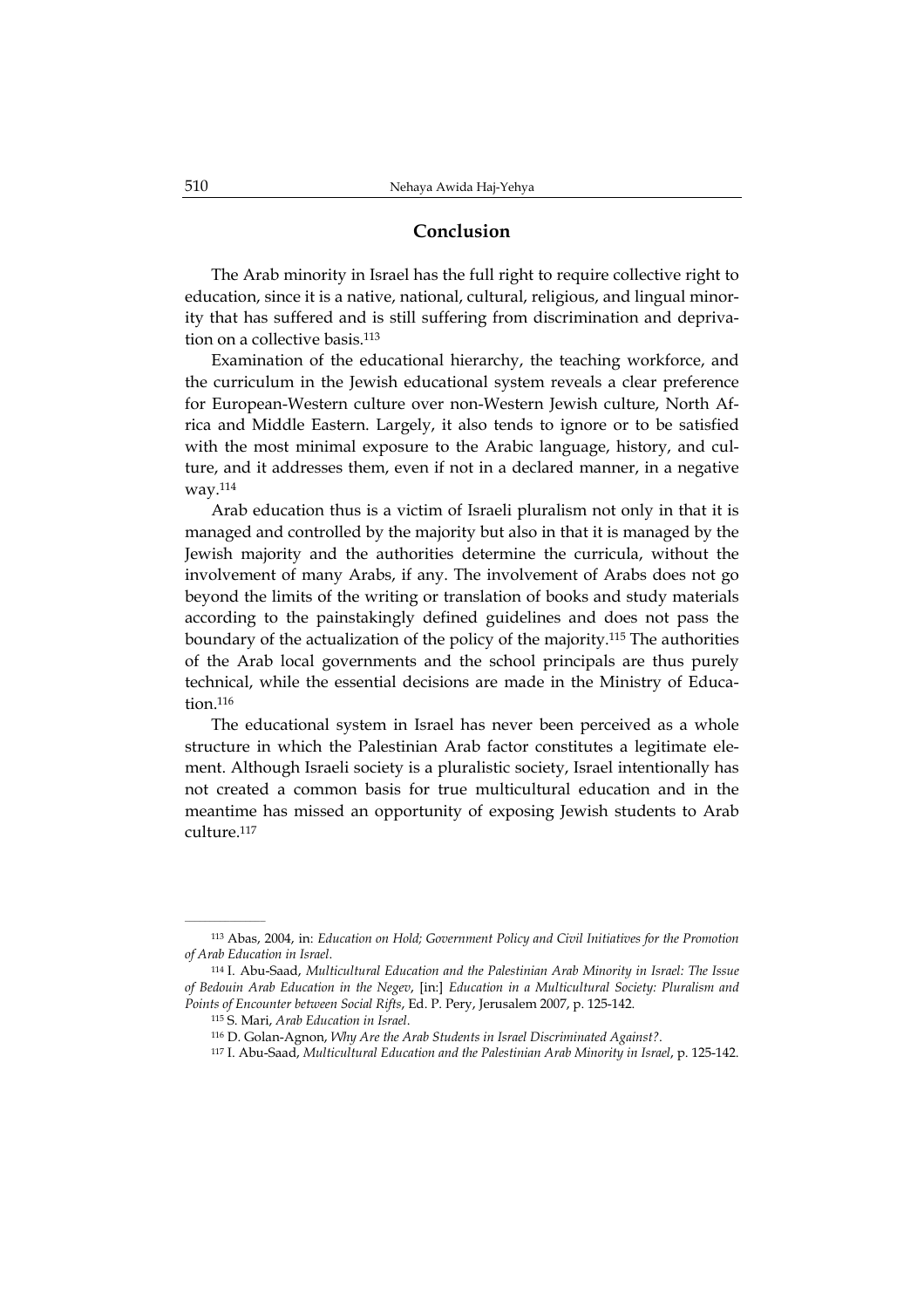## Conclusion

The Arab minority in Israel has the full right to require collective right to education, since it is a native, national, cultural, religious, and lingual minority that has suffered and is still suffering from discrimination and deprivation on a collective basis.[113]

Examination of the educational hierarchy, the teaching workforce, and the curriculum in the Jewish educational system reveals a clear preference for European-Western culture over non-Western Jewish culture, North Africa and Middle Eastern. Largely, it also tends to ignore or to be satisfied with the most minimal exposure to the Arabic language, history, and culture, and it addresses them, even if not in a declared manner, in a negative way.[114]

Arab education thus is a victim of Israeli pluralism not only in that it is managed and controlled by the majority but also in that it is managed by the Jewish majority and the authorities determine the curricula, without the involvement of many Arabs, if any. The involvement of Arabs does not go beyond the limits of the writing or translation of books and study materials according to the painstakingly defined guidelines and does not pass the boundary of the actualization of the policy of the majority.[115] The authorities of the Arab local governments and the school principals are thus purely technical, while the essential decisions are made in the Ministry of Education.[116]

The educational system in Israel has never been perceived as a whole structure in which the Palestinian Arab factor constitutes a legitimate element. Although Israeli society is a pluralistic society, Israel intentionally has not created a common basis for true multicultural education and in the meantime has missed an opportunity of exposing Jewish students to Arab culture.[117]

---

[113] Abas, 2004, in: *Education on Hold; Government Policy and Civil Initiatives for the Promotion of Arab Education in Israel*.

[114] I. Abu-Saad, *Multicultural Education and the Palestinian Arab Minority in Israel: The Issue of Bedouin Arab Education in the Negev*, [in:] *Education in a Multicultural Society: Pluralism and Points of Encounter between Social Rifts*, Ed. P. Pery, Jerusalem 2007, p. 125-142.

[115] S. Mari, *Arab Education in Israel*.

[116] D. Golan-Agnon, *Why Are the Arab Students in Israel Discriminated Against?*.

[117] I. Abu-Saad, *Multicultural Education and the Palestinian Arab Minority in Israel*, p. 125-142.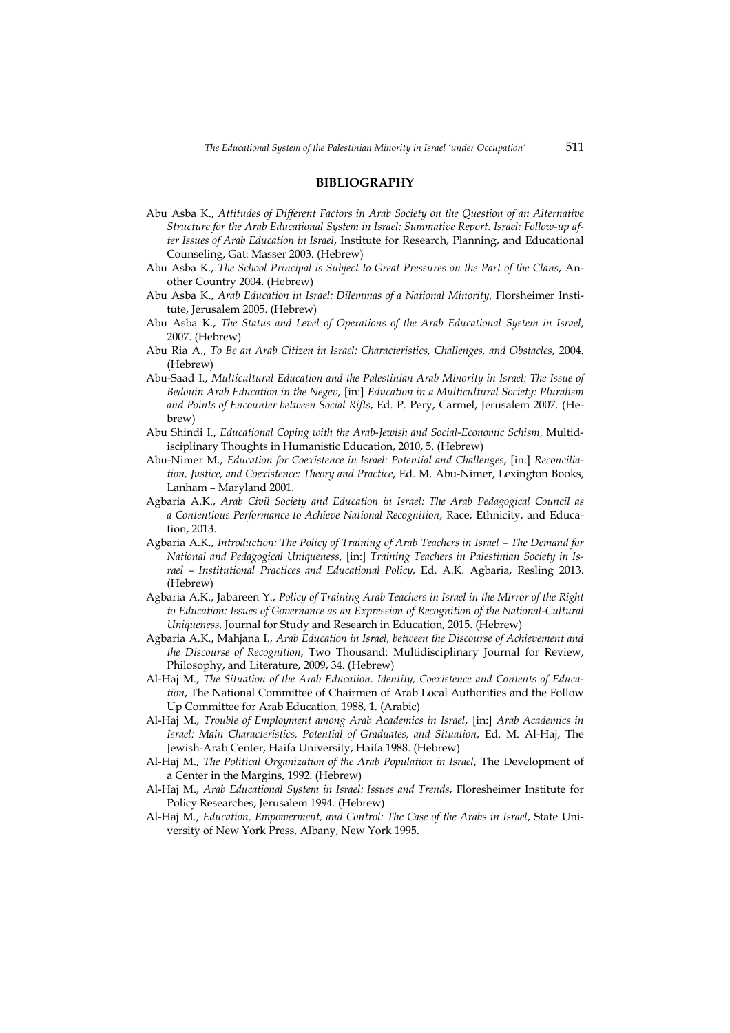## BIBLIOGRAPHY

Abu Asba K., *Attitudes of Different Factors in Arab Society on the Question of an Alternative Structure for the Arab Educational System in Israel: Summative Report. Israel: Follow-up after Issues of Arab Education in Israel*, Institute for Research, Planning, and Educational Counseling, Gat: Masser 2003. (Hebrew)

Abu Asba K., *The School Principal is Subject to Great Pressures on the Part of the Clans*, Another Country 2004. (Hebrew)

Abu Asba K., *Arab Education in Israel: Dilemmas of a National Minority*, Florsheimer Institute, Jerusalem 2005. (Hebrew)

Abu Asba K., *The Status and Level of Operations of the Arab Educational System in Israel*, 2007. (Hebrew)

Abu Ria A., *To Be an Arab Citizen in Israel: Characteristics, Challenges, and Obstacles*, 2004. (Hebrew)

Abu-Saad I., *Multicultural Education and the Palestinian Arab Minority in Israel: The Issue of Bedouin Arab Education in the Negev*, [in:] *Education in a Multicultural Society: Pluralism and Points of Encounter between Social Rifts*, Ed. P. Pery, Carmel, Jerusalem 2007. (Hebrew)

Abu Shindi I., *Educational Coping with the Arab-Jewish and Social-Economic Schism*, Multidisciplinary Thoughts in Humanistic Education, 2010, 5. (Hebrew)

Abu-Nimer M., *Education for Coexistence in Israel: Potential and Challenges*, [in:] *Reconciliation, Justice, and Coexistence: Theory and Practice*, Ed. M. Abu-Nimer, Lexington Books, Lanham – Maryland 2001.

Agbaria A.K., *Arab Civil Society and Education in Israel: The Arab Pedagogical Council as a Contentious Performance to Achieve National Recognition*, Race, Ethnicity, and Education, 2013.

Agbaria A.K., *Introduction: The Policy of Training of Arab Teachers in Israel – The Demand for National and Pedagogical Uniqueness*, [in:] *Training Teachers in Palestinian Society in Israel – Institutional Practices and Educational Policy*, Ed. A.K. Agbaria, Resling 2013. (Hebrew)

Agbaria A.K., Jabareen Y., *Policy of Training Arab Teachers in Israel in the Mirror of the Right to Education: Issues of Governance as an Expression of Recognition of the National-Cultural Uniqueness*, Journal for Study and Research in Education, 2015. (Hebrew)

Agbaria A.K., Mahjana I., *Arab Education in Israel, between the Discourse of Achievement and the Discourse of Recognition*, Two Thousand: Multidisciplinary Journal for Review, Philosophy, and Literature, 2009, 34. (Hebrew)

Al-Haj M., *The Situation of the Arab Education. Identity, Coexistence and Contents of Education*, The National Committee of Chairmen of Arab Local Authorities and the Follow Up Committee for Arab Education, 1988, 1. (Arabic)

Al-Haj M., *Trouble of Employment among Arab Academics in Israel*, [in:] *Arab Academics in Israel: Main Characteristics, Potential of Graduates, and Situation*, Ed. M. Al-Haj, The Jewish-Arab Center, Haifa University, Haifa 1988. (Hebrew)

Al-Haj M., *The Political Organization of the Arab Population in Israel*, The Development of a Center in the Margins, 1992. (Hebrew)

Al-Haj M., *Arab Educational System in Israel: Issues and Trends*, Floresheimer Institute for Policy Researches, Jerusalem 1994. (Hebrew)

Al-Haj M., *Education, Empowerment, and Control: The Case of the Arabs in Israel*, State University of New York Press, Albany, New York 1995.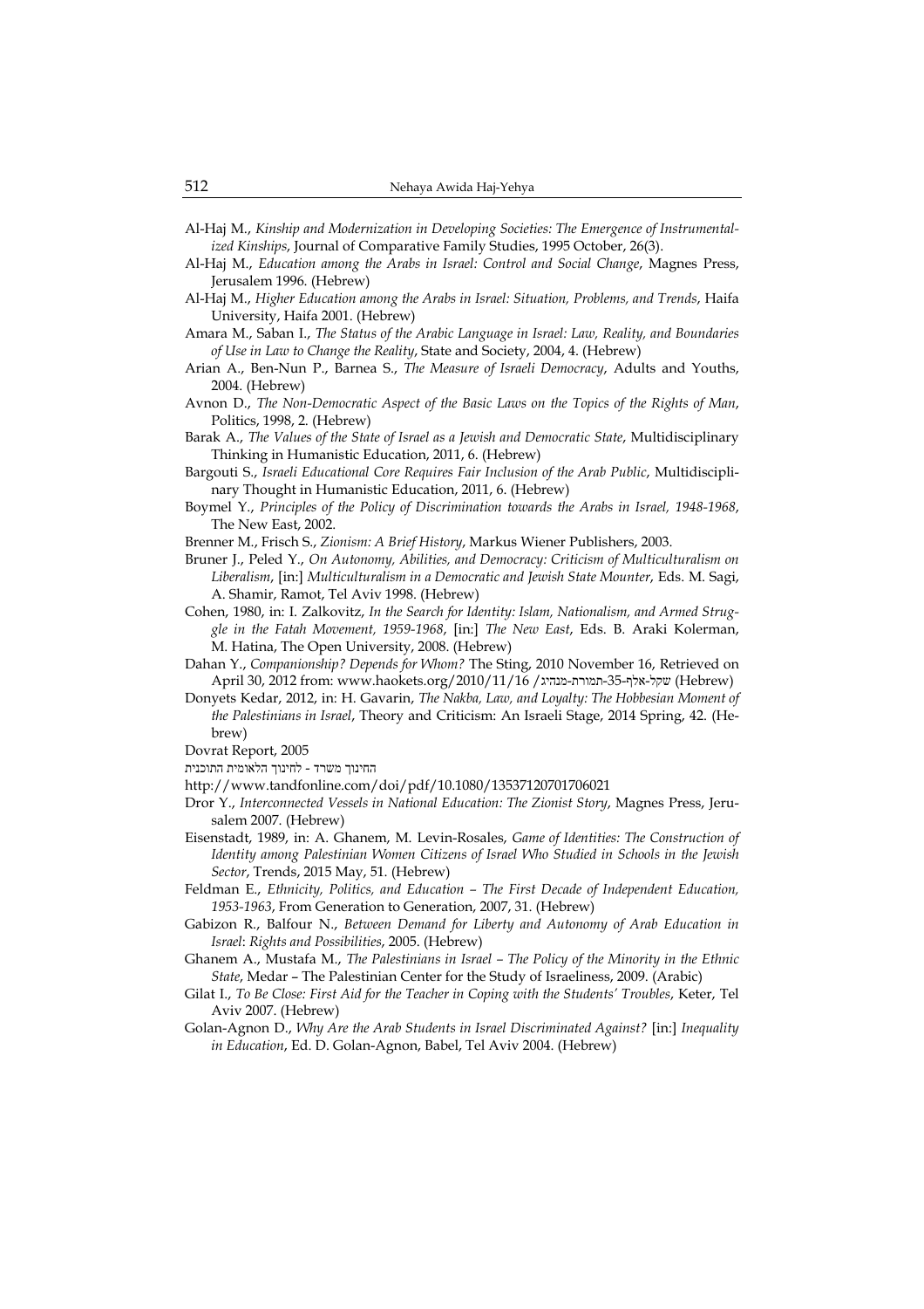Al-Haj M., *Kinship and Modernization in Developing Societies: The Emergence of Instrumentalized Kinships*, Journal of Comparative Family Studies, 1995 October, 26(3).

Al-Haj M., *Education among the Arabs in Israel: Control and Social Change*, Magnes Press, Jerusalem 1996. (Hebrew)

Al-Haj M., *Higher Education among the Arabs in Israel: Situation, Problems, and Trends*, Haifa University, Haifa 2001. (Hebrew)

Amara M., Saban I., *The Status of the Arabic Language in Israel: Law, Reality, and Boundaries of Use in Law to Change the Reality*, State and Society, 2004, 4. (Hebrew)

Arian A., Ben-Nun P., Barnea S., *The Measure of Israeli Democracy*, Adults and Youths, 2004. (Hebrew)

Avnon D., *The Non-Democratic Aspect of the Basic Laws on the Topics of the Rights of Man*, Politics, 1998, 2. (Hebrew)

Barak A., *The Values of the State of Israel as a Jewish and Democratic State*, Multidisciplinary Thinking in Humanistic Education, 2011, 6. (Hebrew)

Bargouti S., *Israeli Educational Core Requires Fair Inclusion of the Arab Public*, Multidisciplinary Thought in Humanistic Education, 2011, 6. (Hebrew)

Boymel Y., *Principles of the Policy of Discrimination towards the Arabs in Israel, 1948-1968*, The New East, 2002.

Brenner M., Frisch S., *Zionism: A Brief History*, Markus Wiener Publishers, 2003.

Bruner J., Peled Y., *On Autonomy, Abilities, and Democracy: Criticism of Multiculturalism on Liberalism*, [in:] *Multiculturalism in a Democratic and Jewish State Mounter*, Eds. M. Sagi, A. Shamir, Ramot, Tel Aviv 1998. (Hebrew)

Cohen, 1980, in: I. Zalkovitz, *In the Search for Identity: Islam, Nationalism, and Armed Struggle in the Fatah Movement, 1959-1968*, [in:] *The New East*, Eds. B. Araki Kolerman, M. Hatina, The Open University, 2008. (Hebrew)

Dahan Y., *Companionship? Depends for Whom?* The Sting, 2010 November 16, Retrieved on April 30, 2012 from: www.haokets.org/2010/11/16 /שקל-אלף-35-תמורת-מנהיג (Hebrew)

Donyets Kedar, 2012, in: H. Gavarin, *The Nakba, Law, and Loyalty: The Hobbesian Moment of the Palestinians in Israel*, Theory and Criticism: An Israeli Stage, 2014 Spring, 42. (Hebrew)

Dovrat Report, 2005

החינוך משרד - לחינוך הלאומית התוכנית

http://www.tandfonline.com/doi/pdf/10.1080/13537120701706021

Dror Y., *Interconnected Vessels in National Education: The Zionist Story*, Magnes Press, Jerusalem 2007. (Hebrew)

Eisenstadt, 1989, in: A. Ghanem, M. Levin-Rosales, *Game of Identities: The Construction of Identity among Palestinian Women Citizens of Israel Who Studied in Schools in the Jewish Sector*, Trends, 2015 May, 51. (Hebrew)

Feldman E., *Ethnicity, Politics, and Education – The First Decade of Independent Education, 1953-1963*, From Generation to Generation, 2007, 31. (Hebrew)

Gabizon R., Balfour N., *Between Demand for Liberty and Autonomy of Arab Education in Israel*: *Rights and Possibilities*, 2005. (Hebrew)

Ghanem A., Mustafa M., *The Palestinians in Israel – The Policy of the Minority in the Ethnic State*, Medar – The Palestinian Center for the Study of Israeliness, 2009. (Arabic)

Gilat I., *To Be Close: First Aid for the Teacher in Coping with the Students' Troubles*, Keter, Tel Aviv 2007. (Hebrew)

Golan-Agnon D., *Why Are the Arab Students in Israel Discriminated Against?* [in:] *Inequality in Education*, Ed. D. Golan-Agnon, Babel, Tel Aviv 2004. (Hebrew)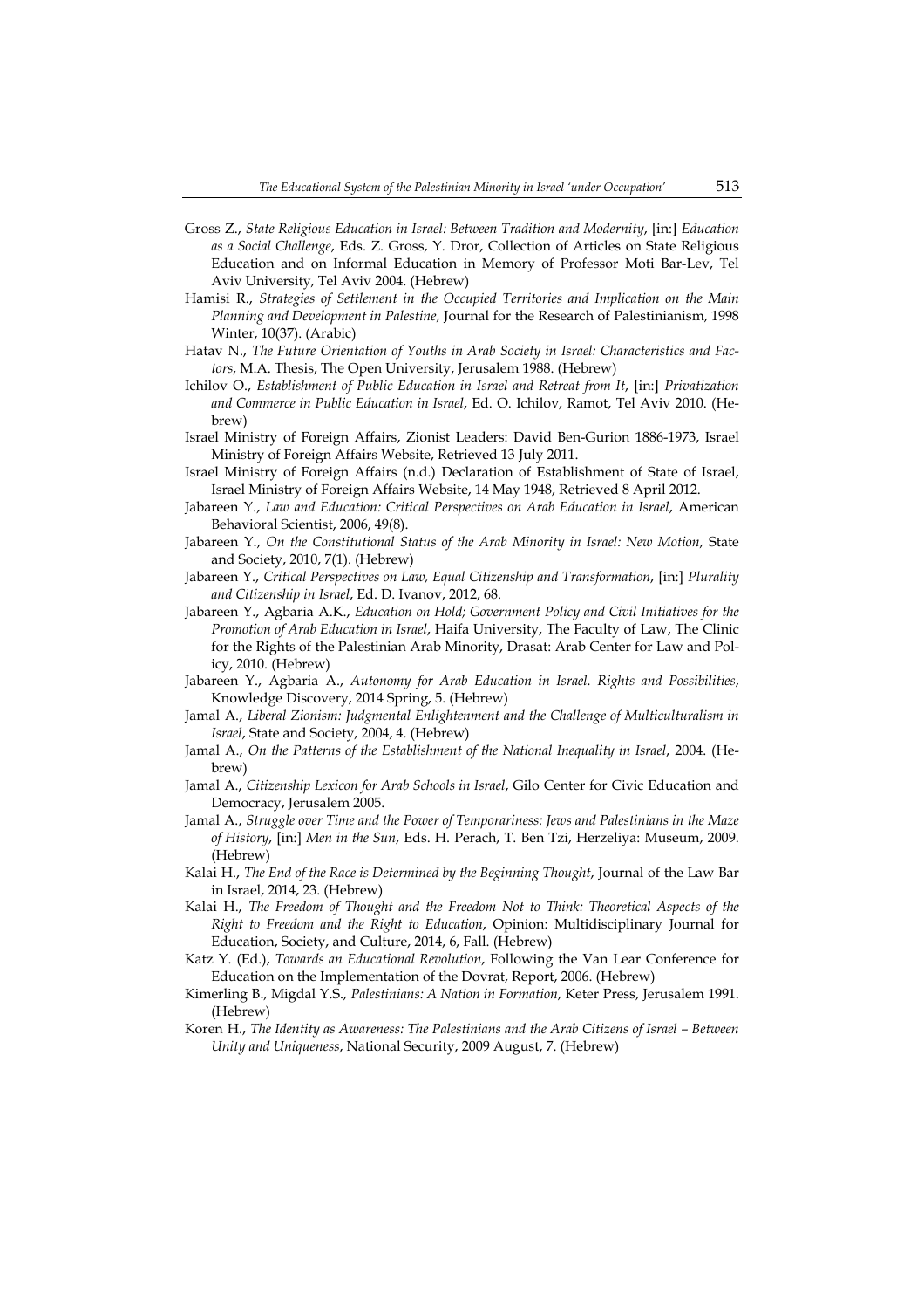Gross Z., *State Religious Education in Israel: Between Tradition and Modernity*, [in:] *Education as a Social Challenge*, Eds. Z. Gross, Y. Dror, Collection of Articles on State Religious Education and on Informal Education in Memory of Professor Moti Bar-Lev, Tel Aviv University, Tel Aviv 2004. (Hebrew)

Hamisi R., *Strategies of Settlement in the Occupied Territories and Implication on the Main Planning and Development in Palestine*, Journal for the Research of Palestinianism, 1998 Winter, 10(37). (Arabic)

Hatav N., *The Future Orientation of Youths in Arab Society in Israel: Characteristics and Factors*, M.A. Thesis, The Open University, Jerusalem 1988. (Hebrew)

Ichilov O., *Establishment of Public Education in Israel and Retreat from It*, [in:] *Privatization and Commerce in Public Education in Israel*, Ed. O. Ichilov, Ramot, Tel Aviv 2010. (Hebrew)

Israel Ministry of Foreign Affairs, Zionist Leaders: David Ben-Gurion 1886-1973, Israel Ministry of Foreign Affairs Website, Retrieved 13 July 2011.

Israel Ministry of Foreign Affairs (n.d.) Declaration of Establishment of State of Israel, Israel Ministry of Foreign Affairs Website, 14 May 1948, Retrieved 8 April 2012.

Jabareen Y., *Law and Education: Critical Perspectives on Arab Education in Israel*, American Behavioral Scientist, 2006, 49(8).

Jabareen Y., *On the Constitutional Status of the Arab Minority in Israel: New Motion*, State and Society, 2010, 7(1). (Hebrew)

Jabareen Y., *Critical Perspectives on Law, Equal Citizenship and Transformation*, [in:] *Plurality and Citizenship in Israel*, Ed. D. Ivanov, 2012, 68.

Jabareen Y., Agbaria A.K., *Education on Hold; Government Policy and Civil Initiatives for the Promotion of Arab Education in Israel*, Haifa University, The Faculty of Law, The Clinic for the Rights of the Palestinian Arab Minority, Drasat: Arab Center for Law and Policy, 2010. (Hebrew)

Jabareen Y., Agbaria A., *Autonomy for Arab Education in Israel. Rights and Possibilities*, Knowledge Discovery, 2014 Spring, 5. (Hebrew)

Jamal A., *Liberal Zionism: Judgmental Enlightenment and the Challenge of Multiculturalism in Israel*, State and Society, 2004, 4. (Hebrew)

Jamal A., *On the Patterns of the Establishment of the National Inequality in Israel*, 2004. (Hebrew)

Jamal A., *Citizenship Lexicon for Arab Schools in Israel*, Gilo Center for Civic Education and Democracy, Jerusalem 2005.

Jamal A., *Struggle over Time and the Power of Temporariness: Jews and Palestinians in the Maze of History*, [in:] *Men in the Sun*, Eds. H. Perach, T. Ben Tzi, Herzeliya: Museum, 2009. (Hebrew)

Kalai H., *The End of the Race is Determined by the Beginning Thought*, Journal of the Law Bar in Israel, 2014, 23. (Hebrew)

Kalai H., *The Freedom of Thought and the Freedom Not to Think: Theoretical Aspects of the Right to Freedom and the Right to Education*, Opinion: Multidisciplinary Journal for Education, Society, and Culture, 2014, 6, Fall. (Hebrew)

Katz Y. (Ed.), *Towards an Educational Revolution*, Following the Van Lear Conference for Education on the Implementation of the Dovrat, Report, 2006. (Hebrew)

Kimerling B., Migdal Y.S., *Palestinians: A Nation in Formation*, Keter Press, Jerusalem 1991. (Hebrew)

Koren H., *The Identity as Awareness: The Palestinians and the Arab Citizens of Israel – Between Unity and Uniqueness*, National Security, 2009 August, 7. (Hebrew)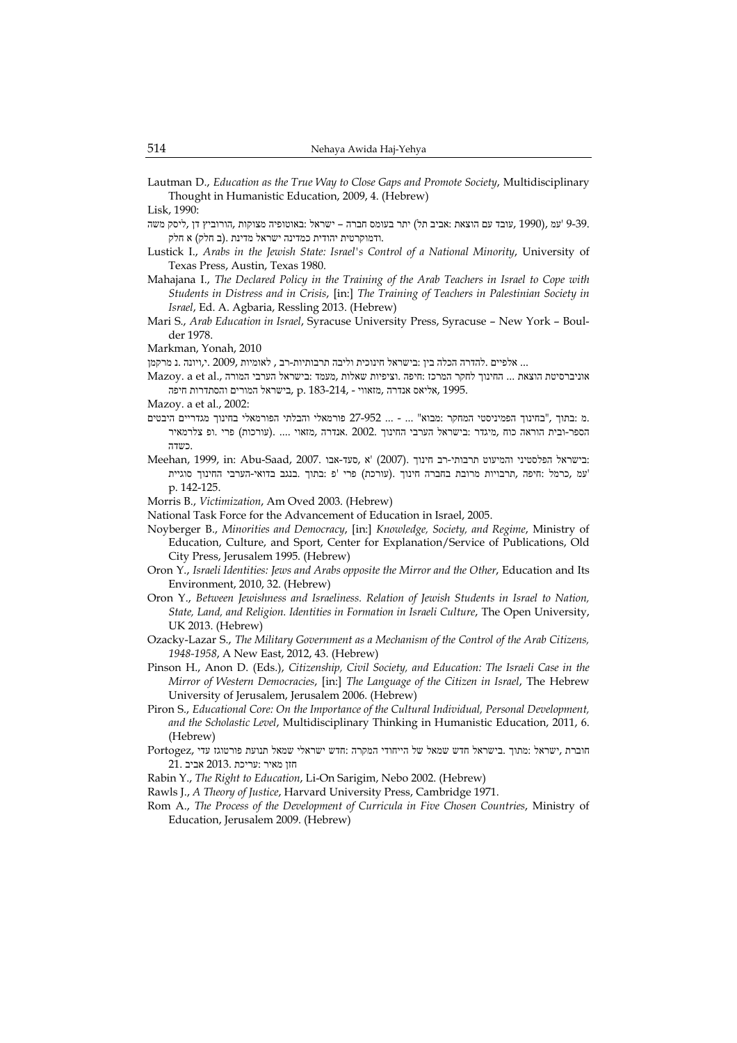Lautman D., *Education as the True Way to Close Gaps and Promote Society*, Multidisciplinary Thought in Humanistic Education, 2009, 4. (Hebrew)

Lisk, 1990:

ליסק משה, הורוביץ דן, מצוקות באוטופיה: ישראל – חברה בעומס יתר (תל אביב: הוצאת עם עובד, 1990), עמ' 9-39. חלק א (חלק ב). מדינת ישראל כמדינה יהודית ודמוקרטית.

Lustick I., *Arabs in the Jewish State: Israel's Control of a National Minority*, University of Texas Press, Austin, Texas 1980.

Mahajana I., *The Declared Policy in the Training of the Arab Teachers in Israel to Cope with Students in Distress and in Crisis*, [in:] *The Training of Teachers in Palestinian Society in Israel*, Ed. A. Agbaria, Ressling 2013. (Hebrew)

Mari S., *Arab Education in Israel*, Syracuse University Press, Syracuse – New York – Boulder 1978.

Markman, Yonah, 2010

מרקמן נ. ויונה, י., 2009, לאומיות , רב-תרבותיות וליבה חינוכית בישראל: בין הכלה להדרה. אלפיים ...

Mazoy. a et al., מעמד המורה הערבי בישראל: שאלות וציפיות. חיפה: המרכז לחקר החינוך ... הוצאת אוניברסיטת חיפה והסתדרות המורים בישראל, p. 183-214, - מזאווי, אנדרה, אליאס, 1995.

Mazoy. a et al., 2002:

מ. בתוך: "החינוך הפמיניסטי מגדריים בחינוך הפורמאלי והבלתי פורמאלי 952-27 ... - ... "מבוא: המחקר החינוך הערבי בישראל: מיגדר, כוח והוראה ובית-הספר. 2002. מזאווי, אנדרה .... (עורכות) פרי. ופ צלרמאיר כשדה.

Meehan, 1999, in: Abu-Saad, 2007. אבו-סעד, א' (2007). חינוך רב-תרבותי והמיעוט הפלסטיני בישראל: סוגיית החינוך הערבי-בדואי בנגב. בתוך: פ' פרי (עורכת). חינוך בחברה מרובת תרבויות, חיפה: כרמל, עמ' p. 142-125.

Morris B., *Victimization*, Am Oved 2003. (Hebrew)

National Task Force for the Advancement of Education in Israel, 2005.

Noyberger B., *Minorities and Democracy*, [in:] *Knowledge, Society, and Regime*, Ministry of Education, Culture, and Sport, Center for Explanation/Service of Publications, Old City Press, Jerusalem 1995. (Hebrew)

Oron Y., *Israeli Identities: Jews and Arabs opposite the Mirror and the Other*, Education and Its Environment, 2010, 32. (Hebrew)

Oron Y., *Between Jewishness and Israeliness. Relation of Jewish Students in Israel to Nation, State, Land, and Religion. Identities in Formation in Israeli Culture*, The Open University, UK 2013. (Hebrew)

Ozacky-Lazar S., *The Military Government as a Mechanism of the Control of the Arab Citizens, 1948-1958*, A New East, 2012, 43. (Hebrew)

Pinson H., Anon D. (Eds.), *Citizenship, Civil Society, and Education: The Israeli Case in the Mirror of Western Democracies*, [in:] *The Language of the Citizen in Israel*, The Hebrew University of Jerusalem, Jerusalem 2006. (Hebrew)

Piron S., *Educational Core: On the Importance of the Cultural Individual, Personal Development, and the Scholastic Level*, Multidisciplinary Thinking in Humanistic Education, 2011, 6. (Hebrew)

Portogez, פורטוגז עדי, תנועת שמאל חדש של המקרה הייחודי של שמאל ישראלי חדש: מתוך. בישראל חדש, ישראל חוברת 21. עריכת: חזן מאיר. 2013 אביב.

Rabin Y., *The Right to Education*, Li-On Sarigim, Nebo 2002. (Hebrew)

Rawls J., *A Theory of Justice*, Harvard University Press, Cambridge 1971.

Rom A., *The Process of the Development of Curricula in Five Chosen Countries*, Ministry of Education, Jerusalem 2009. (Hebrew)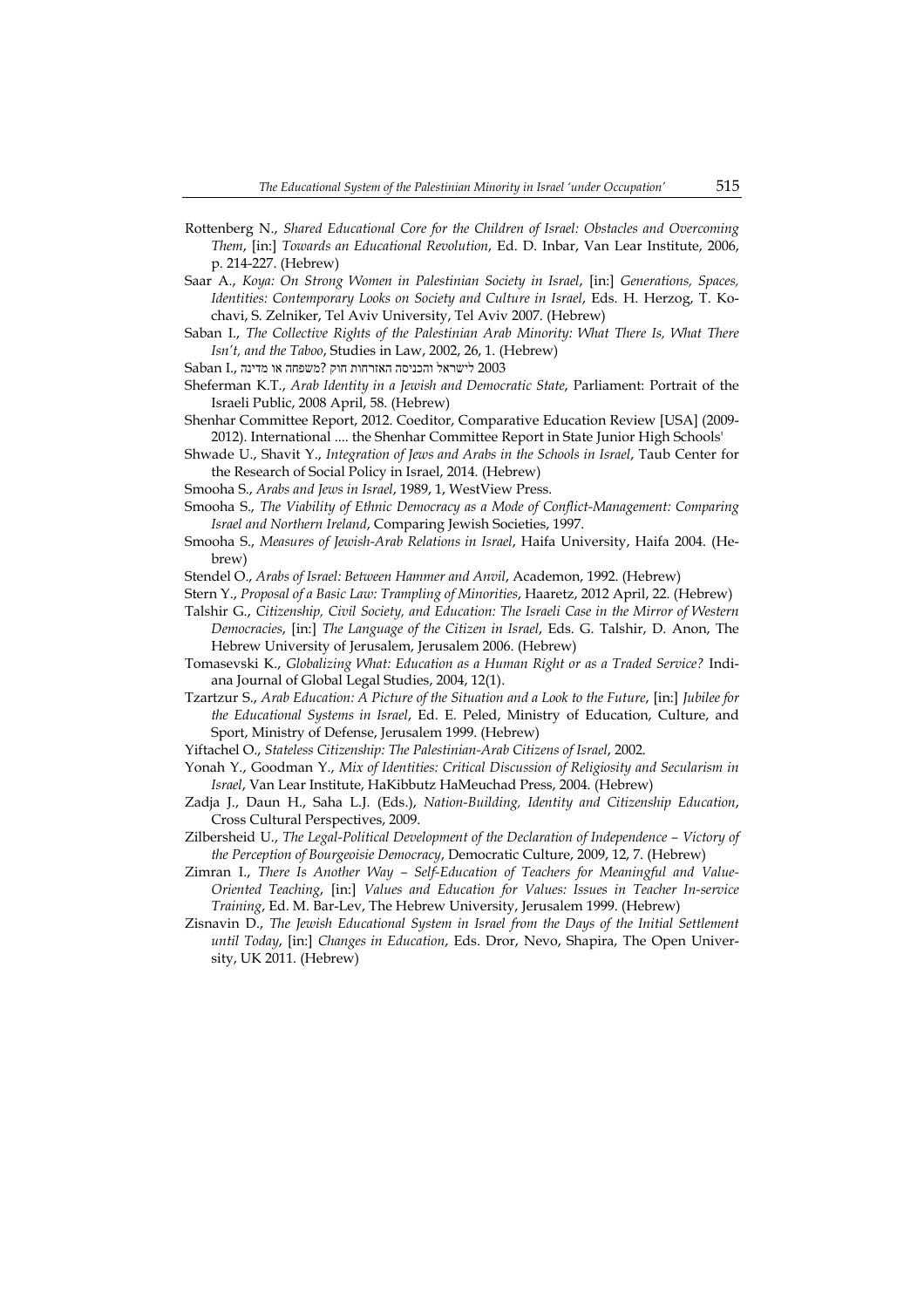Rottenberg N., *Shared Educational Core for the Children of Israel: Obstacles and Overcoming Them*, [in:] *Towards an Educational Revolution*, Ed. D. Inbar, Van Lear Institute, 2006, p. 214-227. (Hebrew)

Saar A., *Koya: On Strong Women in Palestinian Society in Israel*, [in:] *Generations, Spaces, Identities: Contemporary Looks on Society and Culture in Israel*, Eds. H. Herzog, T. Kochavi, S. Zelniker, Tel Aviv University, Tel Aviv 2007. (Hebrew)

Saban I., *The Collective Rights of the Palestinian Arab Minority: What There Is, What There Isn't, and the Taboo*, Studies in Law, 2002, 26, 1. (Hebrew)

Saban I., משפחה או מדינה? חוק האזרחות והכניסה לישראל 2003

Sheferman K.T., *Arab Identity in a Jewish and Democratic State*, Parliament: Portrait of the Israeli Public, 2008 April, 58. (Hebrew)

Shenhar Committee Report, 2012. Coeditor, Comparative Education Review [USA] (2009-2012). International .... the Shenhar Committee Report in State Junior High Schools'

Shwade U., Shavit Y., *Integration of Jews and Arabs in the Schools in Israel*, Taub Center for the Research of Social Policy in Israel, 2014. (Hebrew)

Smooha S., *Arabs and Jews in Israel*, 1989, 1, WestView Press.

Smooha S., *The Viability of Ethnic Democracy as a Mode of Conflict-Management: Comparing Israel and Northern Ireland*, Comparing Jewish Societies, 1997.

Smooha S., *Measures of Jewish-Arab Relations in Israel*, Haifa University, Haifa 2004. (Hebrew)

Stendel O., *Arabs of Israel: Between Hammer and Anvil*, Academon, 1992. (Hebrew)

Stern Y., *Proposal of a Basic Law: Trampling of Minorities*, Haaretz, 2012 April, 22. (Hebrew)

Talshir G., *Citizenship, Civil Society, and Education: The Israeli Case in the Mirror of Western Democracies*, [in:] *The Language of the Citizen in Israel*, Eds. G. Talshir, D. Anon, The Hebrew University of Jerusalem, Jerusalem 2006. (Hebrew)

Tomasevski K., *Globalizing What: Education as a Human Right or as a Traded Service?* Indiana Journal of Global Legal Studies, 2004, 12(1).

Tzartzur S., *Arab Education: A Picture of the Situation and a Look to the Future*, [in:] *Jubilee for the Educational Systems in Israel*, Ed. E. Peled, Ministry of Education, Culture, and Sport, Ministry of Defense, Jerusalem 1999. (Hebrew)

Yiftachel O., *Stateless Citizenship: The Palestinian-Arab Citizens of Israel*, 2002.

Yonah Y., Goodman Y., *Mix of Identities: Critical Discussion of Religiosity and Secularism in Israel*, Van Lear Institute, HaKibbutz HaMeuchad Press, 2004. (Hebrew)

Zadja J., Daun H., Saha L.J. (Eds.), *Nation-Building, Identity and Citizenship Education*, Cross Cultural Perspectives, 2009.

Zilbersheid U., *The Legal-Political Development of the Declaration of Independence – Victory of the Perception of Bourgeoisie Democracy*, Democratic Culture, 2009, 12, 7. (Hebrew)

Zimran I., *There Is Another Way – Self-Education of Teachers for Meaningful and Value-Oriented Teaching*, [in:] *Values and Education for Values: Issues in Teacher In-service Training*, Ed. M. Bar-Lev, The Hebrew University, Jerusalem 1999. (Hebrew)

Zisnavin D., *The Jewish Educational System in Israel from the Days of the Initial Settlement until Today*, [in:] *Changes in Education*, Eds. Dror, Nevo, Shapira, The Open University, UK 2011. (Hebrew)